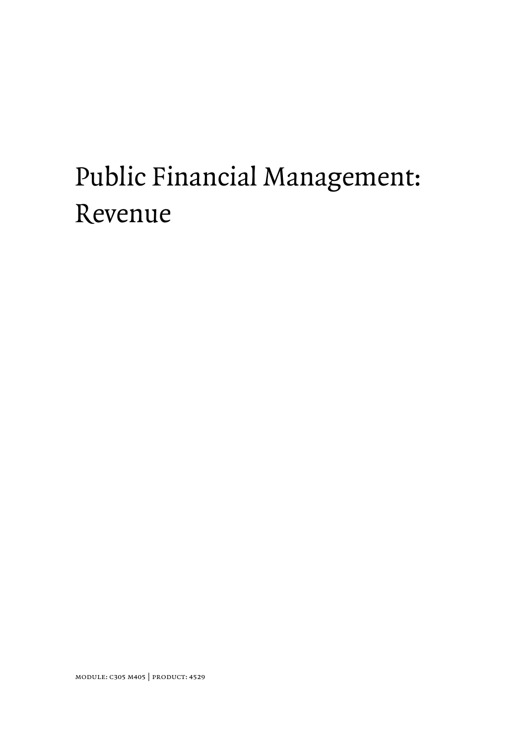# Public Financial Management: Revenue

MODULE: C305 M405 | PRODUCT: 4529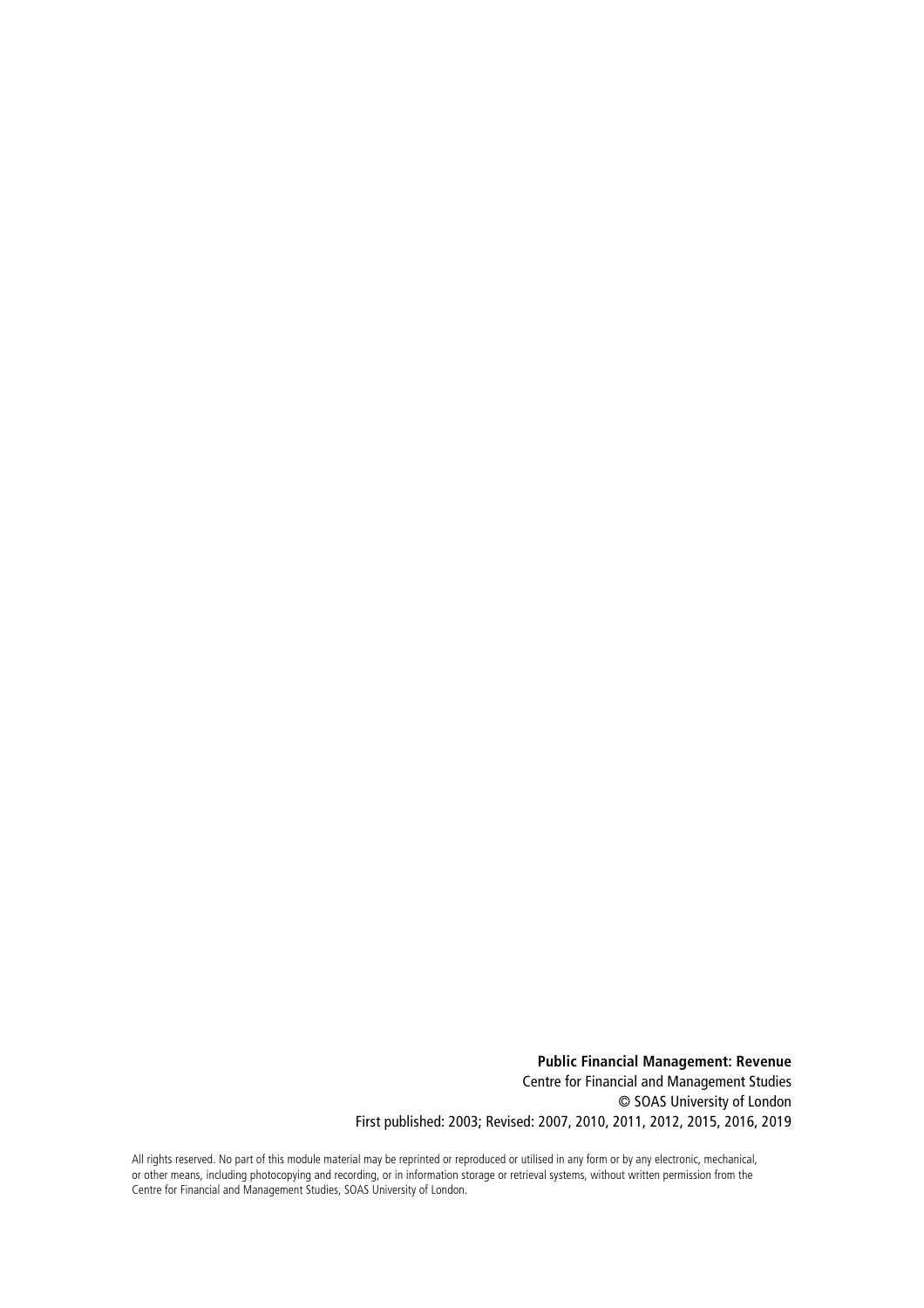**Public Financial Management: Revenue**
Centre for Financial and Management Studies
© SOAS University of London
First published: 2003; Revised: 2007, 2010, 2011, 2012, 2015, 2016, 2019

All rights reserved. No part of this module material may be reprinted or reproduced or utilised in any form or by any electronic, mechanical, or other means, including photocopying and recording, or in information storage or retrieval systems, without written permission from the Centre for Financial and Management Studies, SOAS University of London.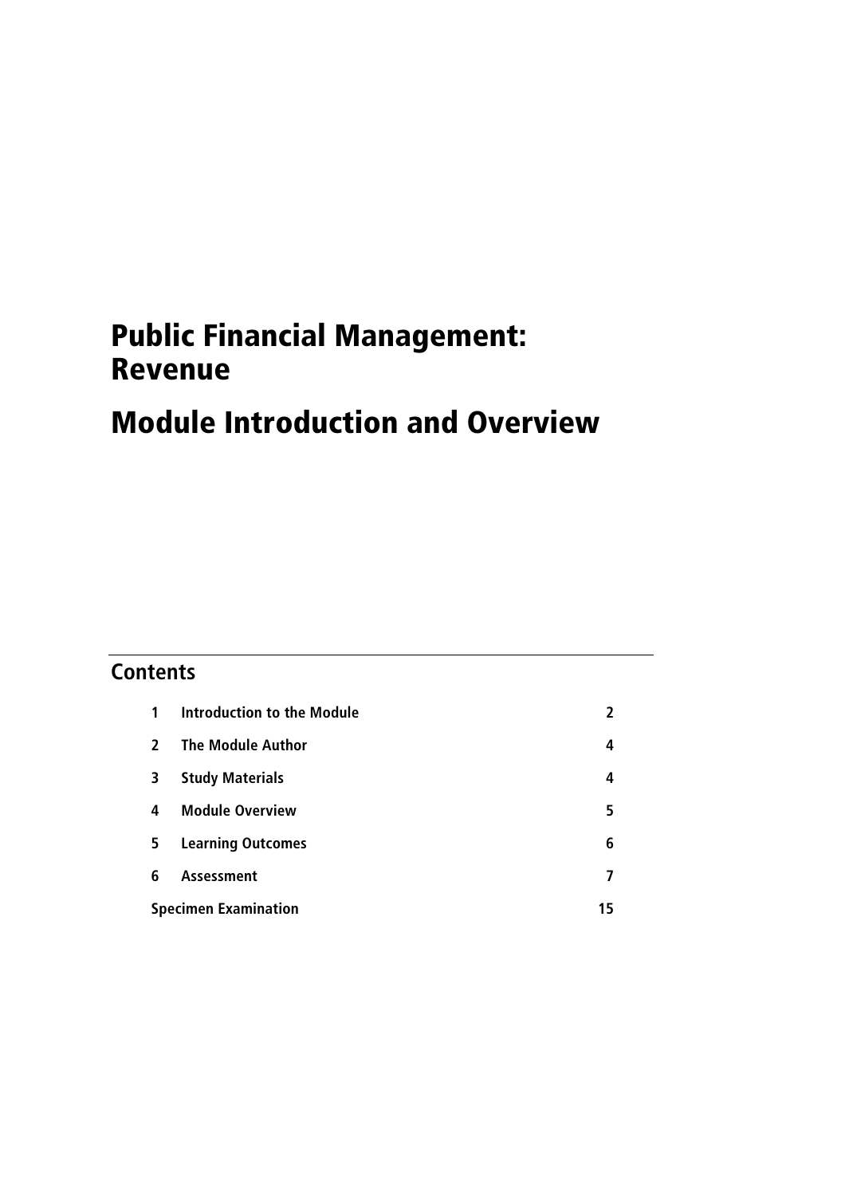# Public Financial Management: Revenue

# Module Introduction and Overview

## Contents

| | | |
|---|---|---|
| 1 | Introduction to the Module | 2 |
| 2 | The Module Author | 4 |
| 3 | Study Materials | 4 |
| 4 | Module Overview | 5 |
| 5 | Learning Outcomes | 6 |
| 6 | Assessment | 7 |
| Specimen Examination | | 15 |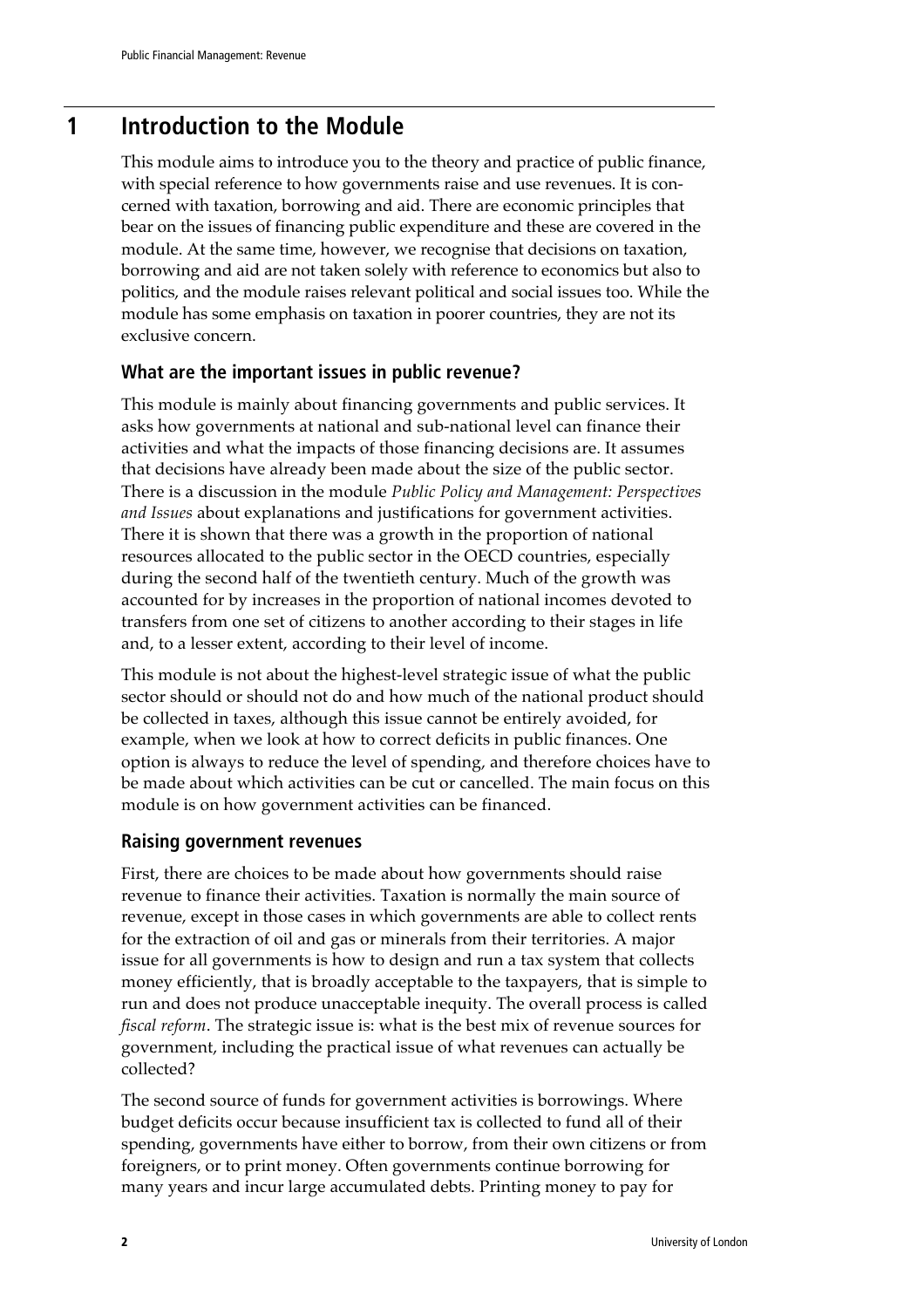# 1 Introduction to the Module

This module aims to introduce you to the theory and practice of public finance, with special reference to how governments raise and use revenues. It is concerned with taxation, borrowing and aid. There are economic principles that bear on the issues of financing public expenditure and these are covered in the module. At the same time, however, we recognise that decisions on taxation, borrowing and aid are not taken solely with reference to economics but also to politics, and the module raises relevant political and social issues too. While the module has some emphasis on taxation in poorer countries, they are not its exclusive concern.

## What are the important issues in public revenue?

This module is mainly about financing governments and public services. It asks how governments at national and sub-national level can finance their activities and what the impacts of those financing decisions are. It assumes that decisions have already been made about the size of the public sector. There is a discussion in the module *Public Policy and Management: Perspectives and Issues* about explanations and justifications for government activities. There it is shown that there was a growth in the proportion of national resources allocated to the public sector in the OECD countries, especially during the second half of the twentieth century. Much of the growth was accounted for by increases in the proportion of national incomes devoted to transfers from one set of citizens to another according to their stages in life and, to a lesser extent, according to their level of income.

This module is not about the highest-level strategic issue of what the public sector should or should not do and how much of the national product should be collected in taxes, although this issue cannot be entirely avoided, for example, when we look at how to correct deficits in public finances. One option is always to reduce the level of spending, and therefore choices have to be made about which activities can be cut or cancelled. The main focus on this module is on how government activities can be financed.

## Raising government revenues

First, there are choices to be made about how governments should raise revenue to finance their activities. Taxation is normally the main source of revenue, except in those cases in which governments are able to collect rents for the extraction of oil and gas or minerals from their territories. A major issue for all governments is how to design and run a tax system that collects money efficiently, that is broadly acceptable to the taxpayers, that is simple to run and does not produce unacceptable inequity. The overall process is called *fiscal reform*. The strategic issue is: what is the best mix of revenue sources for government, including the practical issue of what revenues can actually be collected?

The second source of funds for government activities is borrowings. Where budget deficits occur because insufficient tax is collected to fund all of their spending, governments have either to borrow, from their own citizens or from foreigners, or to print money. Often governments continue borrowing for many years and incur large accumulated debts. Printing money to pay for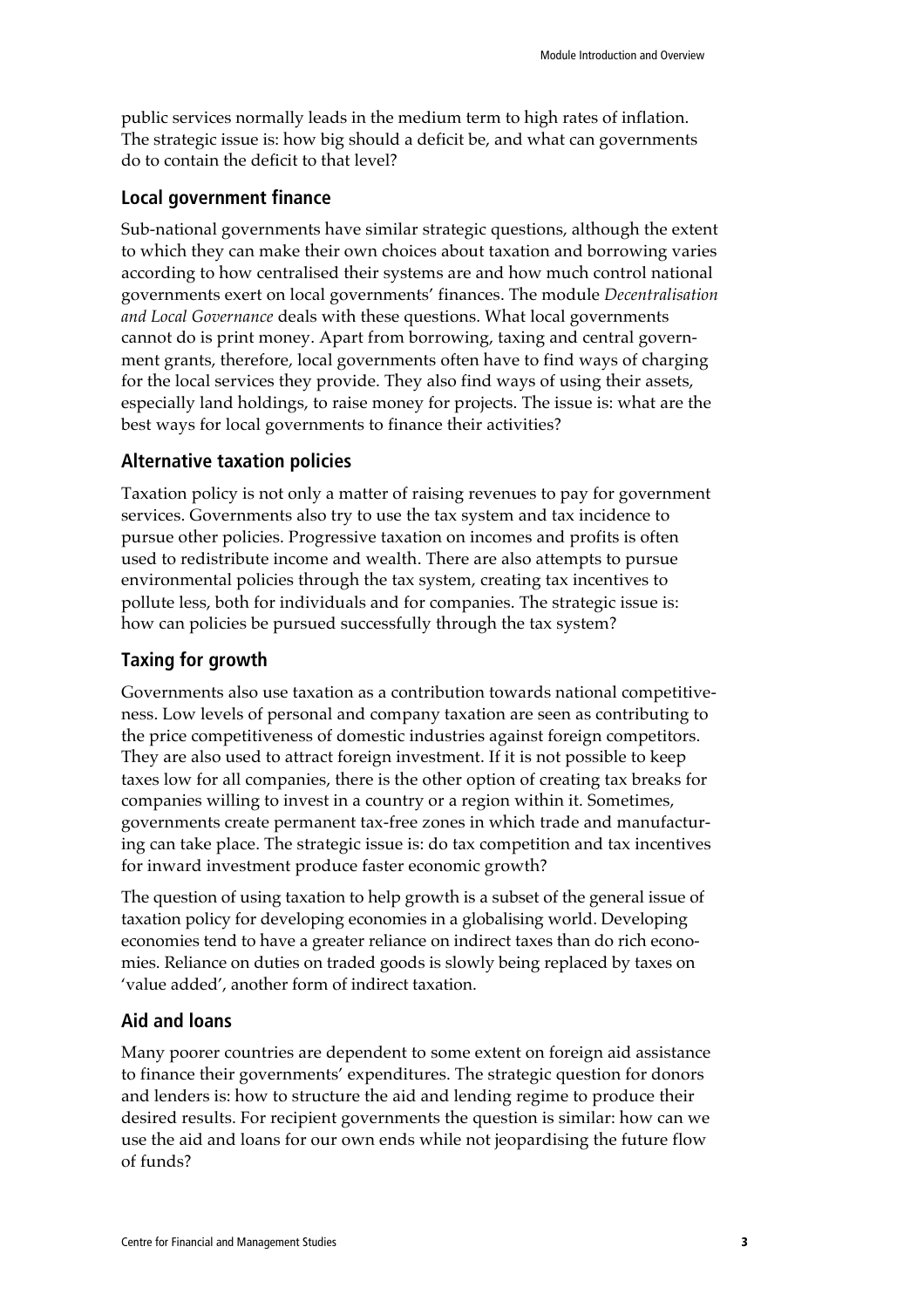public services normally leads in the medium term to high rates of inflation. The strategic issue is: how big should a deficit be, and what can governments do to contain the deficit to that level?

### Local government finance

Sub-national governments have similar strategic questions, although the extent to which they can make their own choices about taxation and borrowing varies according to how centralised their systems are and how much control national governments exert on local governments' finances. The module *Decentralisation and Local Governance* deals with these questions. What local governments cannot do is print money. Apart from borrowing, taxing and central government grants, therefore, local governments often have to find ways of charging for the local services they provide. They also find ways of using their assets, especially land holdings, to raise money for projects. The issue is: what are the best ways for local governments to finance their activities?

### Alternative taxation policies

Taxation policy is not only a matter of raising revenues to pay for government services. Governments also try to use the tax system and tax incidence to pursue other policies. Progressive taxation on incomes and profits is often used to redistribute income and wealth. There are also attempts to pursue environmental policies through the tax system, creating tax incentives to pollute less, both for individuals and for companies. The strategic issue is: how can policies be pursued successfully through the tax system?

### Taxing for growth

Governments also use taxation as a contribution towards national competitiveness. Low levels of personal and company taxation are seen as contributing to the price competitiveness of domestic industries against foreign competitors. They are also used to attract foreign investment. If it is not possible to keep taxes low for all companies, there is the other option of creating tax breaks for companies willing to invest in a country or a region within it. Sometimes, governments create permanent tax-free zones in which trade and manufacturing can take place. The strategic issue is: do tax competition and tax incentives for inward investment produce faster economic growth?

The question of using taxation to help growth is a subset of the general issue of taxation policy for developing economies in a globalising world. Developing economies tend to have a greater reliance on indirect taxes than do rich economies. Reliance on duties on traded goods is slowly being replaced by taxes on 'value added', another form of indirect taxation.

### Aid and loans

Many poorer countries are dependent to some extent on foreign aid assistance to finance their governments' expenditures. The strategic question for donors and lenders is: how to structure the aid and lending regime to produce their desired results. For recipient governments the question is similar: how can we use the aid and loans for our own ends while not jeopardising the future flow of funds?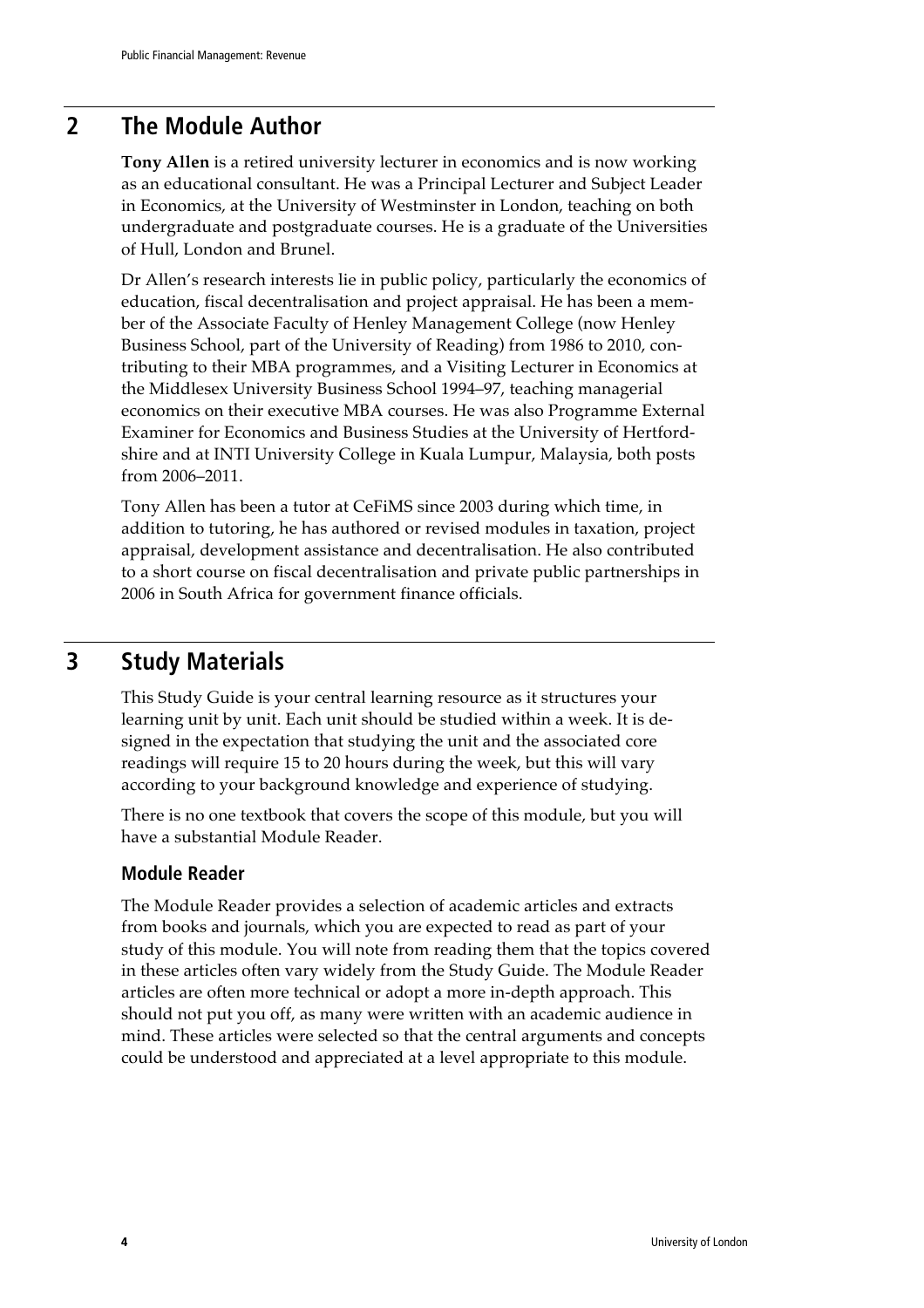## 2 The Module Author

**Tony Allen** is a retired university lecturer in economics and is now working as an educational consultant. He was a Principal Lecturer and Subject Leader in Economics, at the University of Westminster in London, teaching on both undergraduate and postgraduate courses. He is a graduate of the Universities of Hull, London and Brunel.

Dr Allen's research interests lie in public policy, particularly the economics of education, fiscal decentralisation and project appraisal. He has been a member of the Associate Faculty of Henley Management College (now Henley Business School, part of the University of Reading) from 1986 to 2010, contributing to their MBA programmes, and a Visiting Lecturer in Economics at the Middlesex University Business School 1994–97, teaching managerial economics on their executive MBA courses. He was also Programme External Examiner for Economics and Business Studies at the University of Hertfordshire and at INTI University College in Kuala Lumpur, Malaysia, both posts from 2006–2011.

Tony Allen has been a tutor at CeFiMS since 2003 during which time, in addition to tutoring, he has authored or revised modules in taxation, project appraisal, development assistance and decentralisation. He also contributed to a short course on fiscal decentralisation and private public partnerships in 2006 in South Africa for government finance officials.

## 3 Study Materials

This Study Guide is your central learning resource as it structures your learning unit by unit. Each unit should be studied within a week. It is designed in the expectation that studying the unit and the associated core readings will require 15 to 20 hours during the week, but this will vary according to your background knowledge and experience of studying.

There is no one textbook that covers the scope of this module, but you will have a substantial Module Reader.

### Module Reader

The Module Reader provides a selection of academic articles and extracts from books and journals, which you are expected to read as part of your study of this module. You will note from reading them that the topics covered in these articles often vary widely from the Study Guide. The Module Reader articles are often more technical or adopt a more in-depth approach. This should not put you off, as many were written with an academic audience in mind. These articles were selected so that the central arguments and concepts could be understood and appreciated at a level appropriate to this module.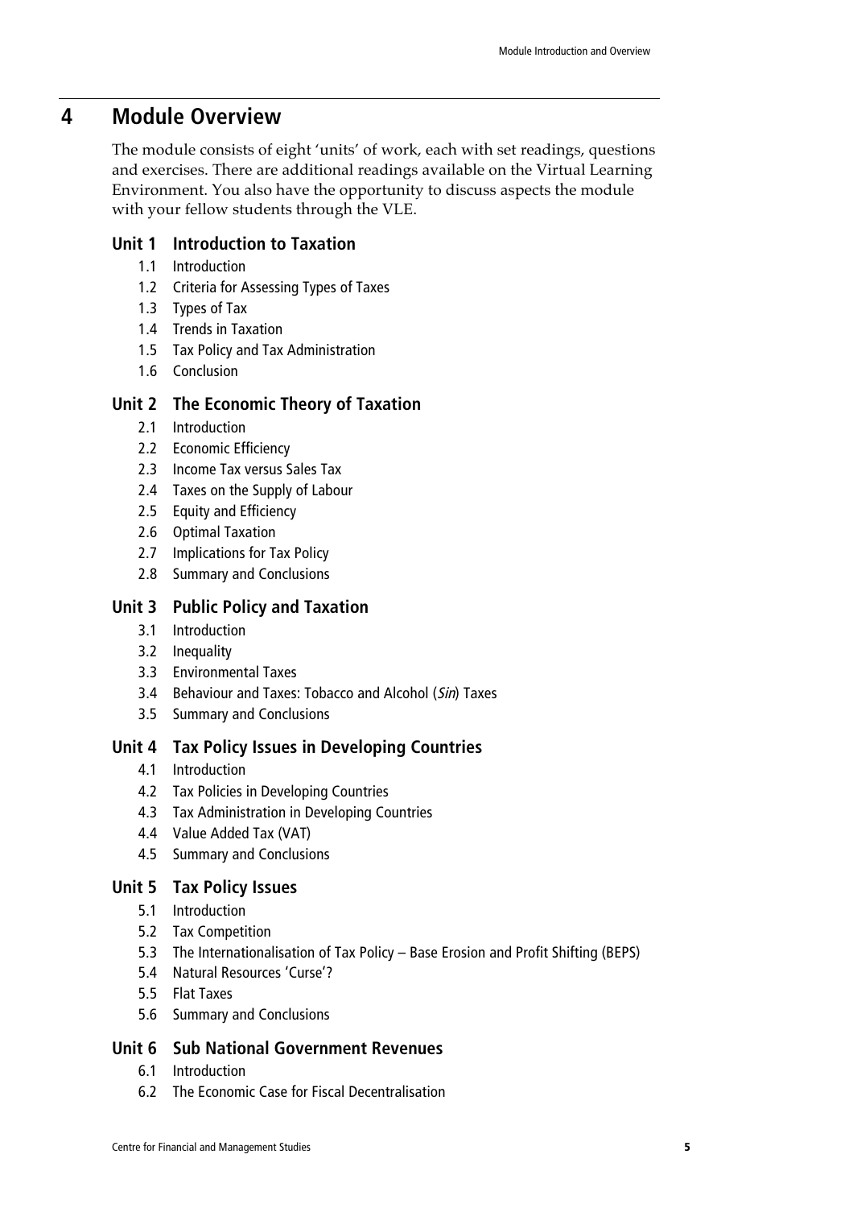# 4 Module Overview

The module consists of eight 'units' of work, each with set readings, questions and exercises. There are additional readings available on the Virtual Learning Environment. You also have the opportunity to discuss aspects the module with your fellow students through the VLE.

## Unit 1 Introduction to Taxation

- 1.1 Introduction
- 1.2 Criteria for Assessing Types of Taxes
- 1.3 Types of Tax
- 1.4 Trends in Taxation
- 1.5 Tax Policy and Tax Administration
- 1.6 Conclusion

## Unit 2 The Economic Theory of Taxation

- 2.1 Introduction
- 2.2 Economic Efficiency
- 2.3 Income Tax versus Sales Tax
- 2.4 Taxes on the Supply of Labour
- 2.5 Equity and Efficiency
- 2.6 Optimal Taxation
- 2.7 Implications for Tax Policy
- 2.8 Summary and Conclusions

## Unit 3 Public Policy and Taxation

- 3.1 Introduction
- 3.2 Inequality
- 3.3 Environmental Taxes
- 3.4 Behaviour and Taxes: Tobacco and Alcohol (*Sin*) Taxes
- 3.5 Summary and Conclusions

## Unit 4 Tax Policy Issues in Developing Countries

- 4.1 Introduction
- 4.2 Tax Policies in Developing Countries
- 4.3 Tax Administration in Developing Countries
- 4.4 Value Added Tax (VAT)
- 4.5 Summary and Conclusions

## Unit 5 Tax Policy Issues

- 5.1 Introduction
- 5.2 Tax Competition
- 5.3 The Internationalisation of Tax Policy – Base Erosion and Profit Shifting (BEPS)
- 5.4 Natural Resources 'Curse'?
- 5.5 Flat Taxes
- 5.6 Summary and Conclusions

## Unit 6 Sub National Government Revenues

- 6.1 Introduction
- 6.2 The Economic Case for Fiscal Decentralisation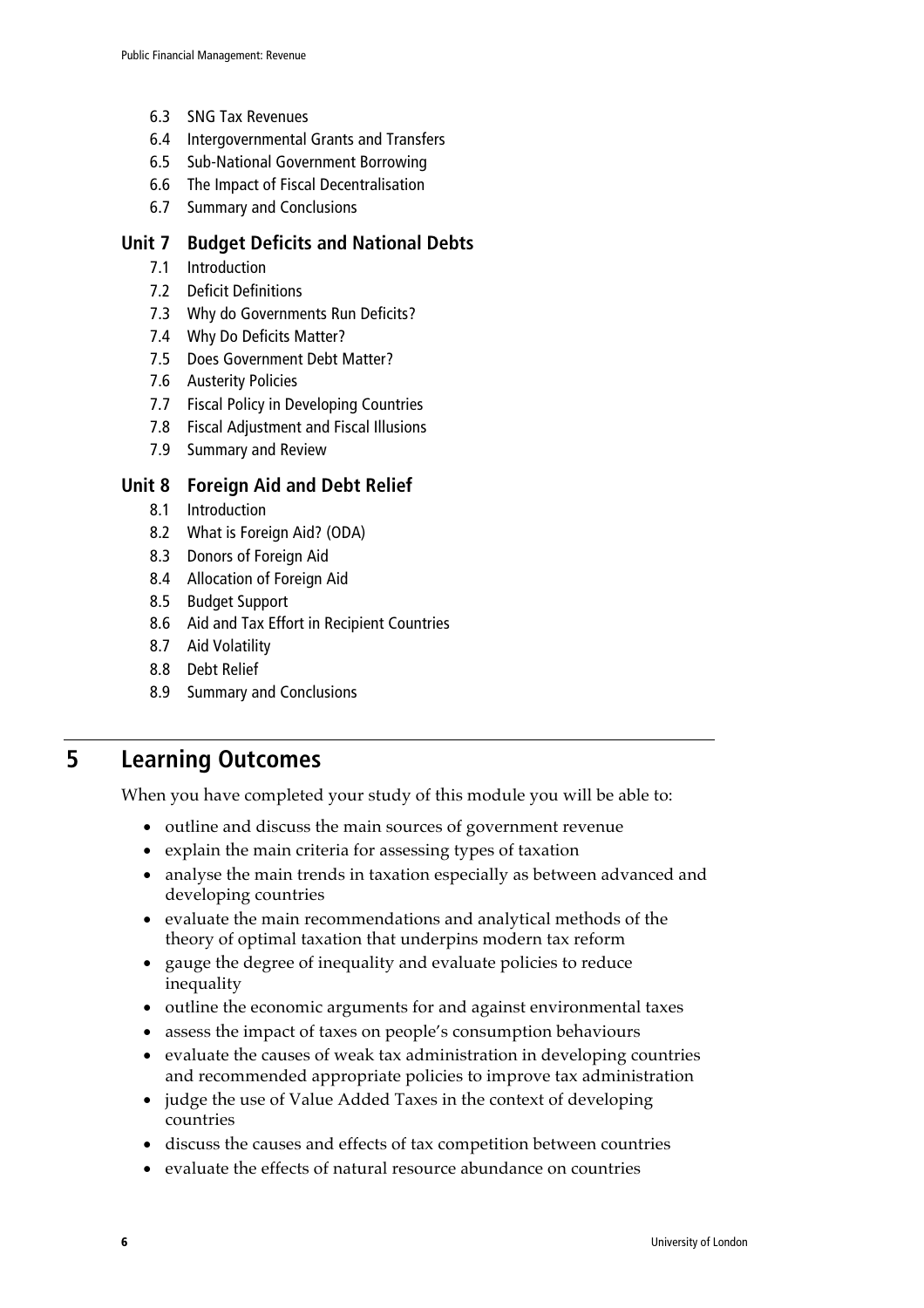6.3 SNG Tax Revenues
6.4 Intergovernmental Grants and Transfers
6.5 Sub-National Government Borrowing
6.6 The Impact of Fiscal Decentralisation
6.7 Summary and Conclusions

### Unit 7 Budget Deficits and National Debts

7.1 Introduction
7.2 Deficit Definitions
7.3 Why do Governments Run Deficits?
7.4 Why Do Deficits Matter?
7.5 Does Government Debt Matter?
7.6 Austerity Policies
7.7 Fiscal Policy in Developing Countries
7.8 Fiscal Adjustment and Fiscal Illusions
7.9 Summary and Review

### Unit 8 Foreign Aid and Debt Relief

8.1 Introduction
8.2 What is Foreign Aid? (ODA)
8.3 Donors of Foreign Aid
8.4 Allocation of Foreign Aid
8.5 Budget Support
8.6 Aid and Tax Effort in Recipient Countries
8.7 Aid Volatility
8.8 Debt Relief
8.9 Summary and Conclusions

## 5 Learning Outcomes

When you have completed your study of this module you will be able to:

- outline and discuss the main sources of government revenue
- explain the main criteria for assessing types of taxation
- analyse the main trends in taxation especially as between advanced and developing countries
- evaluate the main recommendations and analytical methods of the theory of optimal taxation that underpins modern tax reform
- gauge the degree of inequality and evaluate policies to reduce inequality
- outline the economic arguments for and against environmental taxes
- assess the impact of taxes on people's consumption behaviours
- evaluate the causes of weak tax administration in developing countries and recommended appropriate policies to improve tax administration
- judge the use of Value Added Taxes in the context of developing countries
- discuss the causes and effects of tax competition between countries
- evaluate the effects of natural resource abundance on countries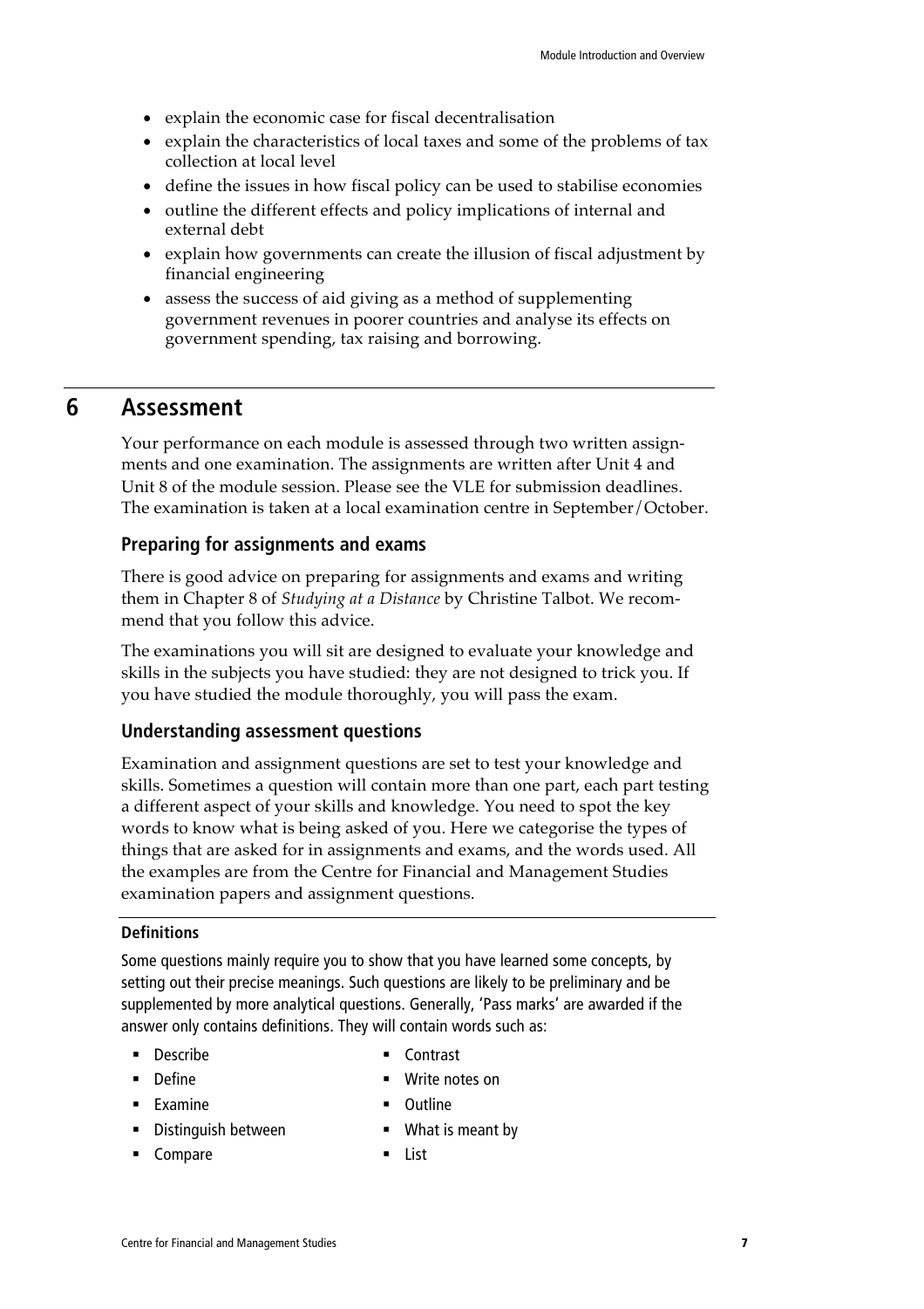- explain the economic case for fiscal decentralisation
- explain the characteristics of local taxes and some of the problems of tax collection at local level
- define the issues in how fiscal policy can be used to stabilise economies
- outline the different effects and policy implications of internal and external debt
- explain how governments can create the illusion of fiscal adjustment by financial engineering
- assess the success of aid giving as a method of supplementing government revenues in poorer countries and analyse its effects on government spending, tax raising and borrowing.

## 6 Assessment

Your performance on each module is assessed through two written assignments and one examination. The assignments are written after Unit 4 and Unit 8 of the module session. Please see the VLE for submission deadlines. The examination is taken at a local examination centre in September/October.

### Preparing for assignments and exams

There is good advice on preparing for assignments and exams and writing them in Chapter 8 of *Studying at a Distance* by Christine Talbot. We recommend that you follow this advice.

The examinations you will sit are designed to evaluate your knowledge and skills in the subjects you have studied: they are not designed to trick you. If you have studied the module thoroughly, you will pass the exam.

### Understanding assessment questions

Examination and assignment questions are set to test your knowledge and skills. Sometimes a question will contain more than one part, each part testing a different aspect of your skills and knowledge. You need to spot the key words to know what is being asked of you. Here we categorise the types of things that are asked for in assignments and exams, and the words used. All the examples are from the Centre for Financial and Management Studies examination papers and assignment questions.

#### Definitions

Some questions mainly require you to show that you have learned some concepts, by setting out their precise meanings. Such questions are likely to be preliminary and be supplemented by more analytical questions. Generally, 'Pass marks' are awarded if the answer only contains definitions. They will contain words such as:

- Describe
- Define
- Examine
- Distinguish between
- Compare
- Contrast
- Write notes on
- Outline
- What is meant by
- List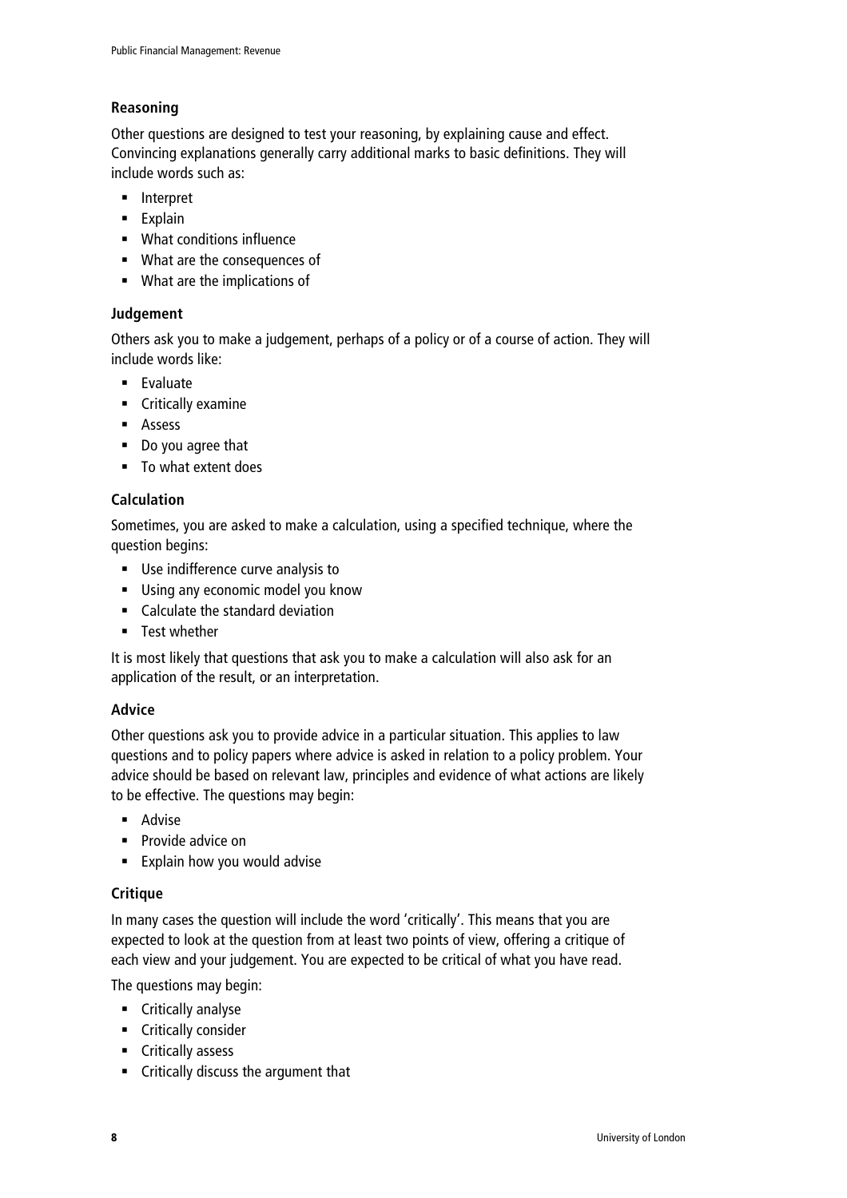### Reasoning

Other questions are designed to test your reasoning, by explaining cause and effect. Convincing explanations generally carry additional marks to basic definitions. They will include words such as:

- Interpret
- Explain
- What conditions influence
- What are the consequences of
- What are the implications of

### Judgement

Others ask you to make a judgement, perhaps of a policy or of a course of action. They will include words like:

- Evaluate
- Critically examine
- Assess
- Do you agree that
- To what extent does

### Calculation

Sometimes, you are asked to make a calculation, using a specified technique, where the question begins:

- Use indifference curve analysis to
- Using any economic model you know
- Calculate the standard deviation
- Test whether

It is most likely that questions that ask you to make a calculation will also ask for an application of the result, or an interpretation.

### Advice

Other questions ask you to provide advice in a particular situation. This applies to law questions and to policy papers where advice is asked in relation to a policy problem. Your advice should be based on relevant law, principles and evidence of what actions are likely to be effective. The questions may begin:

- Advise
- Provide advice on
- Explain how you would advise

### Critique

In many cases the question will include the word 'critically'. This means that you are expected to look at the question from at least two points of view, offering a critique of each view and your judgement. You are expected to be critical of what you have read.

The questions may begin:

- Critically analyse
- Critically consider
- Critically assess
- Critically discuss the argument that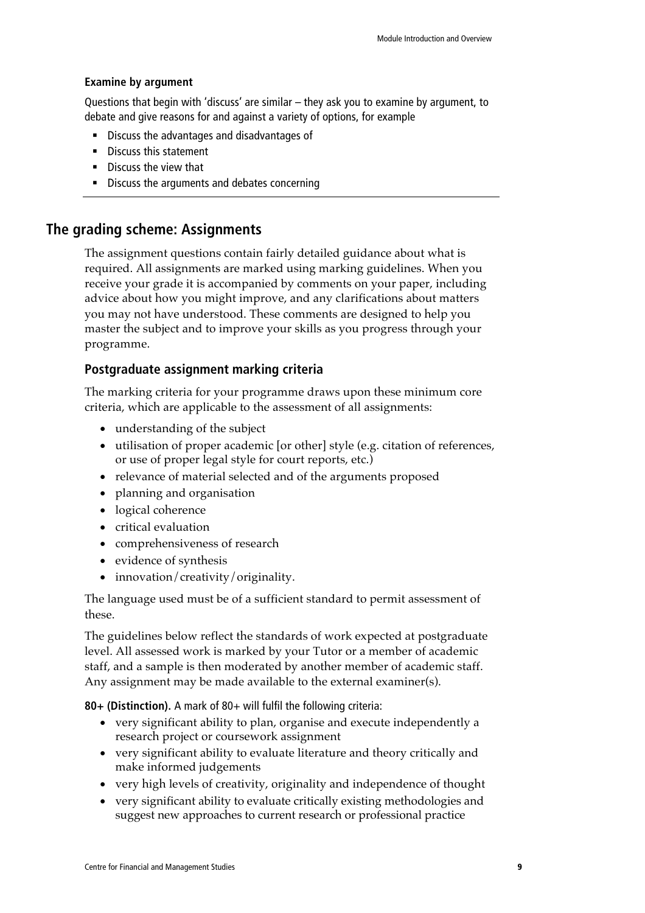#### Examine by argument

Questions that begin with 'discuss' are similar – they ask you to examine by argument, to debate and give reasons for and against a variety of options, for example

- Discuss the advantages and disadvantages of
- Discuss this statement
- Discuss the view that
- Discuss the arguments and debates concerning

## The grading scheme: Assignments

The assignment questions contain fairly detailed guidance about what is required. All assignments are marked using marking guidelines. When you receive your grade it is accompanied by comments on your paper, including advice about how you might improve, and any clarifications about matters you may not have understood. These comments are designed to help you master the subject and to improve your skills as you progress through your programme.

### Postgraduate assignment marking criteria

The marking criteria for your programme draws upon these minimum core criteria, which are applicable to the assessment of all assignments:

- understanding of the subject
- utilisation of proper academic [or other] style (e.g. citation of references, or use of proper legal style for court reports, etc.)
- relevance of material selected and of the arguments proposed
- planning and organisation
- logical coherence
- critical evaluation
- comprehensiveness of research
- evidence of synthesis
- innovation/creativity/originality.

The language used must be of a sufficient standard to permit assessment of these.

The guidelines below reflect the standards of work expected at postgraduate level. All assessed work is marked by your Tutor or a member of academic staff, and a sample is then moderated by another member of academic staff. Any assignment may be made available to the external examiner(s).

**80+ (Distinction).** A mark of 80+ will fulfil the following criteria:

- very significant ability to plan, organise and execute independently a research project or coursework assignment
- very significant ability to evaluate literature and theory critically and make informed judgements
- very high levels of creativity, originality and independence of thought
- very significant ability to evaluate critically existing methodologies and suggest new approaches to current research or professional practice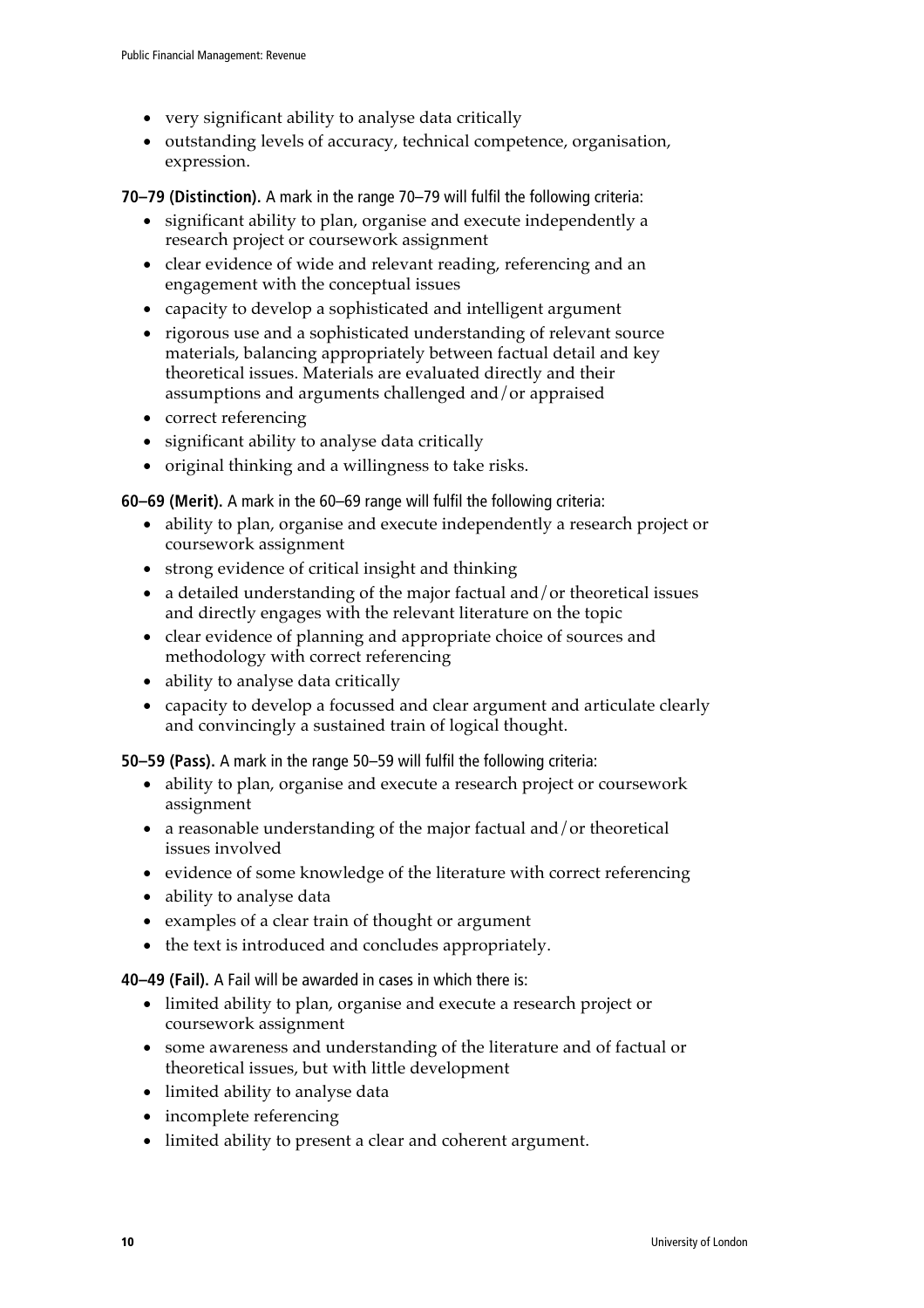- very significant ability to analyse data critically
- outstanding levels of accuracy, technical competence, organisation, expression.

**70–79 (Distinction).** A mark in the range 70–79 will fulfil the following criteria:

- significant ability to plan, organise and execute independently a research project or coursework assignment
- clear evidence of wide and relevant reading, referencing and an engagement with the conceptual issues
- capacity to develop a sophisticated and intelligent argument
- rigorous use and a sophisticated understanding of relevant source materials, balancing appropriately between factual detail and key theoretical issues. Materials are evaluated directly and their assumptions and arguments challenged and/or appraised
- correct referencing
- significant ability to analyse data critically
- original thinking and a willingness to take risks.

**60–69 (Merit).** A mark in the 60–69 range will fulfil the following criteria:

- ability to plan, organise and execute independently a research project or coursework assignment
- strong evidence of critical insight and thinking
- a detailed understanding of the major factual and/or theoretical issues and directly engages with the relevant literature on the topic
- clear evidence of planning and appropriate choice of sources and methodology with correct referencing
- ability to analyse data critically
- capacity to develop a focussed and clear argument and articulate clearly and convincingly a sustained train of logical thought.

**50–59 (Pass).** A mark in the range 50–59 will fulfil the following criteria:

- ability to plan, organise and execute a research project or coursework assignment
- a reasonable understanding of the major factual and/or theoretical issues involved
- evidence of some knowledge of the literature with correct referencing
- ability to analyse data
- examples of a clear train of thought or argument
- the text is introduced and concludes appropriately.

**40–49 (Fail).** A Fail will be awarded in cases in which there is:

- limited ability to plan, organise and execute a research project or coursework assignment
- some awareness and understanding of the literature and of factual or theoretical issues, but with little development
- limited ability to analyse data
- incomplete referencing
- limited ability to present a clear and coherent argument.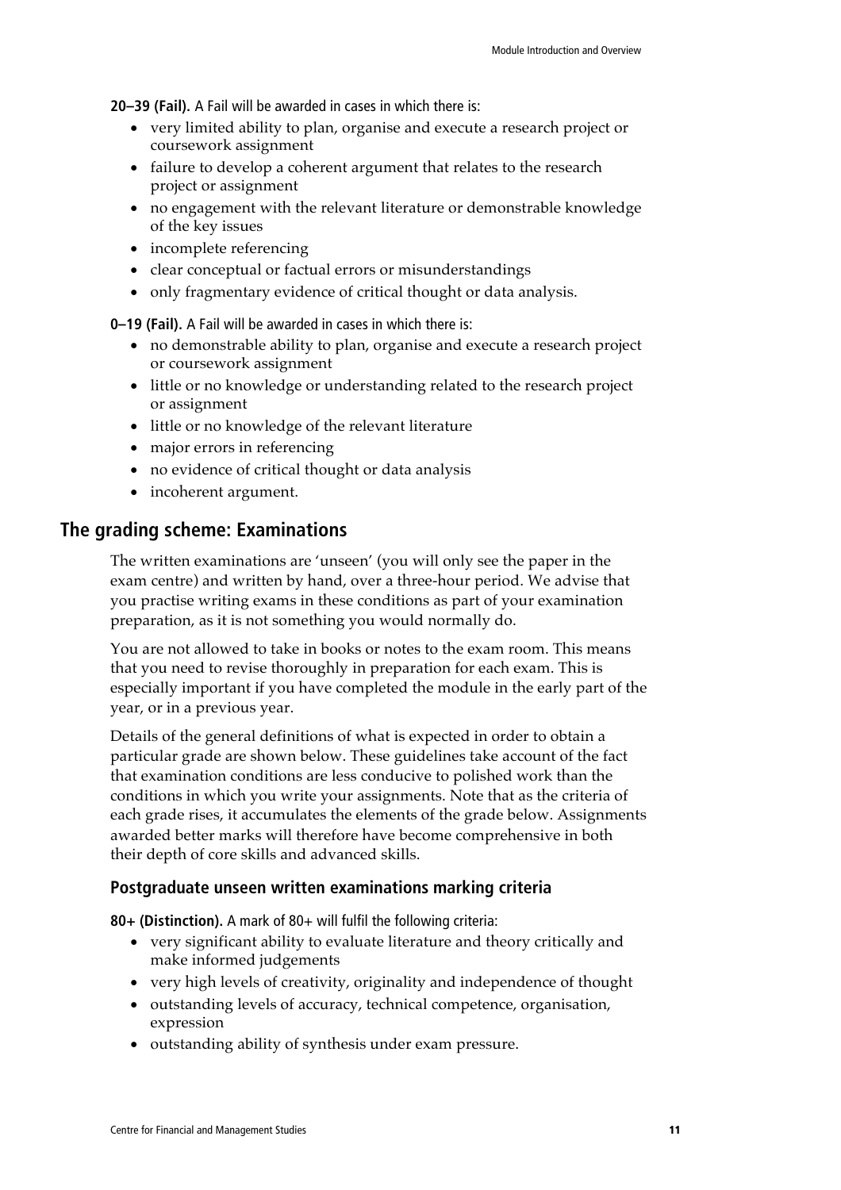**20–39 (Fail).** A Fail will be awarded in cases in which there is:

- very limited ability to plan, organise and execute a research project or coursework assignment
- failure to develop a coherent argument that relates to the research project or assignment
- no engagement with the relevant literature or demonstrable knowledge of the key issues
- incomplete referencing
- clear conceptual or factual errors or misunderstandings
- only fragmentary evidence of critical thought or data analysis.

**0–19 (Fail).** A Fail will be awarded in cases in which there is:

- no demonstrable ability to plan, organise and execute a research project or coursework assignment
- little or no knowledge or understanding related to the research project or assignment
- little or no knowledge of the relevant literature
- major errors in referencing
- no evidence of critical thought or data analysis
- incoherent argument.

## The grading scheme: Examinations

The written examinations are 'unseen' (you will only see the paper in the exam centre) and written by hand, over a three-hour period. We advise that you practise writing exams in these conditions as part of your examination preparation, as it is not something you would normally do.

You are not allowed to take in books or notes to the exam room. This means that you need to revise thoroughly in preparation for each exam. This is especially important if you have completed the module in the early part of the year, or in a previous year.

Details of the general definitions of what is expected in order to obtain a particular grade are shown below. These guidelines take account of the fact that examination conditions are less conducive to polished work than the conditions in which you write your assignments. Note that as the criteria of each grade rises, it accumulates the elements of the grade below. Assignments awarded better marks will therefore have become comprehensive in both their depth of core skills and advanced skills.

### Postgraduate unseen written examinations marking criteria

**80+ (Distinction).** A mark of 80+ will fulfil the following criteria:

- very significant ability to evaluate literature and theory critically and make informed judgements
- very high levels of creativity, originality and independence of thought
- outstanding levels of accuracy, technical competence, organisation, expression
- outstanding ability of synthesis under exam pressure.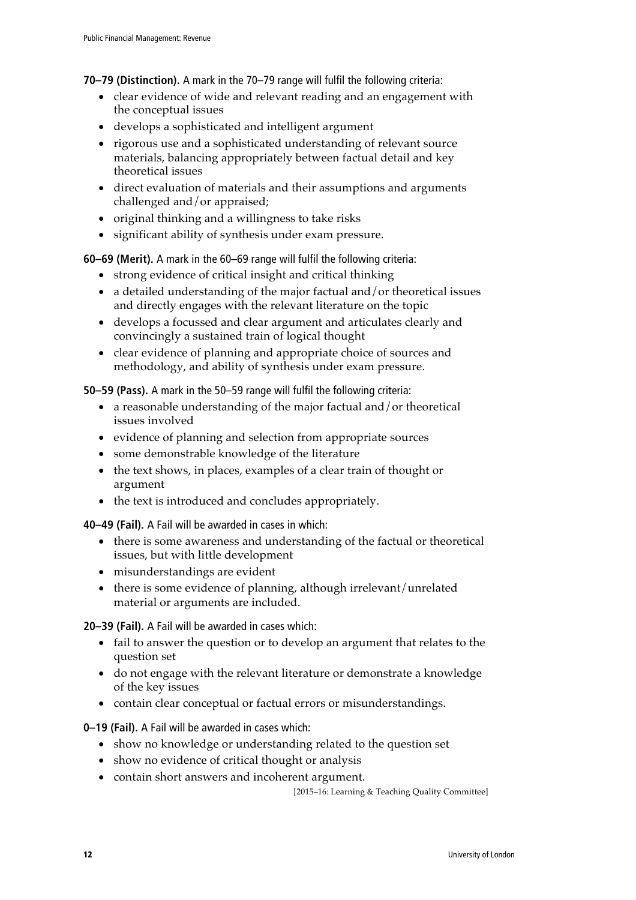**70–79 (Distinction).** A mark in the 70–79 range will fulfil the following criteria:

- clear evidence of wide and relevant reading and an engagement with the conceptual issues
- develops a sophisticated and intelligent argument
- rigorous use and a sophisticated understanding of relevant source materials, balancing appropriately between factual detail and key theoretical issues
- direct evaluation of materials and their assumptions and arguments challenged and/or appraised;
- original thinking and a willingness to take risks
- significant ability of synthesis under exam pressure.

**60–69 (Merit).** A mark in the 60–69 range will fulfil the following criteria:

- strong evidence of critical insight and critical thinking
- a detailed understanding of the major factual and/or theoretical issues and directly engages with the relevant literature on the topic
- develops a focussed and clear argument and articulates clearly and convincingly a sustained train of logical thought
- clear evidence of planning and appropriate choice of sources and methodology, and ability of synthesis under exam pressure.

**50–59 (Pass).** A mark in the 50–59 range will fulfil the following criteria:

- a reasonable understanding of the major factual and/or theoretical issues involved
- evidence of planning and selection from appropriate sources
- some demonstrable knowledge of the literature
- the text shows, in places, examples of a clear train of thought or argument
- the text is introduced and concludes appropriately.

**40–49 (Fail).** A Fail will be awarded in cases in which:

- there is some awareness and understanding of the factual or theoretical issues, but with little development
- misunderstandings are evident
- there is some evidence of planning, although irrelevant/unrelated material or arguments are included.

**20–39 (Fail).** A Fail will be awarded in cases which:

- fail to answer the question or to develop an argument that relates to the question set
- do not engage with the relevant literature or demonstrate a knowledge of the key issues
- contain clear conceptual or factual errors or misunderstandings.

**0–19 (Fail).** A Fail will be awarded in cases which:

- show no knowledge or understanding related to the question set
- show no evidence of critical thought or analysis
- contain short answers and incoherent argument.

[2015–16: Learning & Teaching Quality Committee]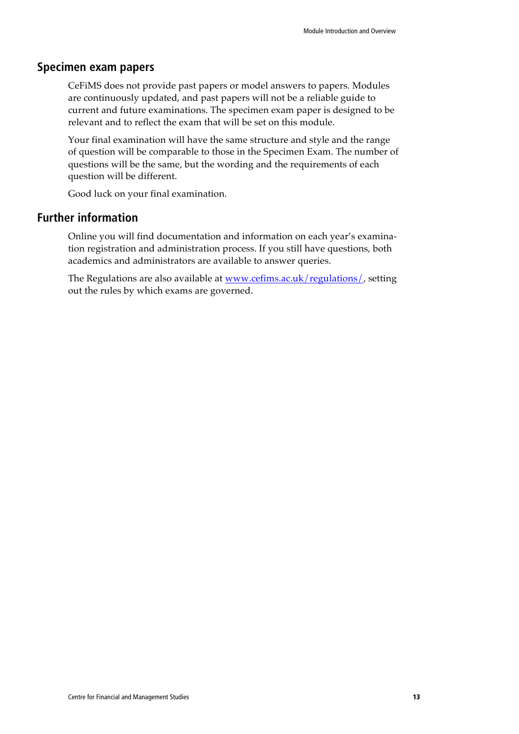## Specimen exam papers

CeFiMS does not provide past papers or model answers to papers. Modules are continuously updated, and past papers will not be a reliable guide to current and future examinations. The specimen exam paper is designed to be relevant and to reflect the exam that will be set on this module.

Your final examination will have the same structure and style and the range of question will be comparable to those in the Specimen Exam. The number of questions will be the same, but the wording and the requirements of each question will be different.

Good luck on your final examination.

## Further information

Online you will find documentation and information on each year's examination registration and administration process. If you still have questions, both academics and administrators are available to answer queries.

The Regulations are also available at [www.cefims.ac.uk/regulations/](http://www.cefims.ac.uk/regulations/), setting out the rules by which exams are governed.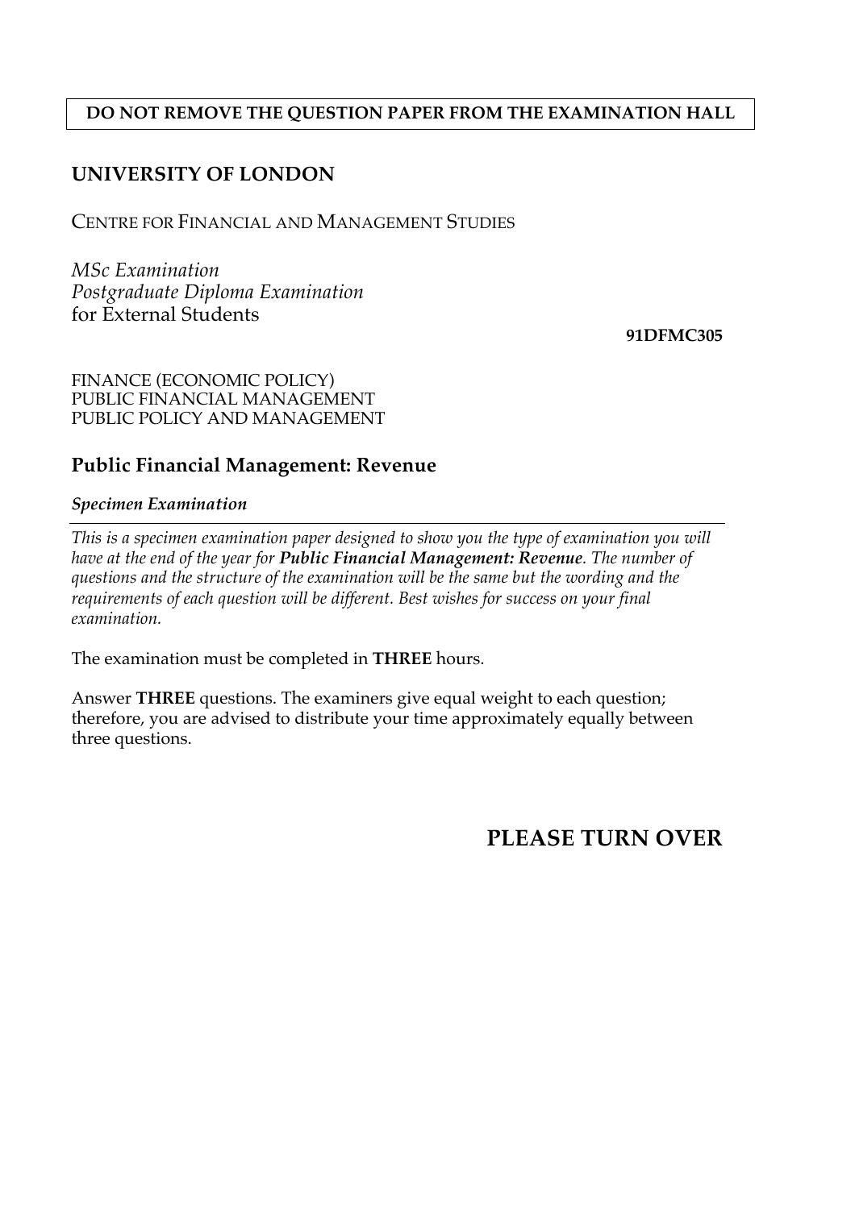**DO NOT REMOVE THE QUESTION PAPER FROM THE EXAMINATION HALL**

## UNIVERSITY OF LONDON

CENTRE FOR FINANCIAL AND MANAGEMENT STUDIES

*MSc Examination*
*Postgraduate Diploma Examination*
for External Students

**91DFMC305**

FINANCE (ECONOMIC POLICY)
PUBLIC FINANCIAL MANAGEMENT
PUBLIC POLICY AND MANAGEMENT

## Public Financial Management: Revenue

***Specimen Examination***

*This is a specimen examination paper designed to show you the type of examination you will have at the end of the year for **Public Financial Management: Revenue**. The number of questions and the structure of the examination will be the same but the wording and the requirements of each question will be different. Best wishes for success on your final examination.*

The examination must be completed in **THREE** hours.

Answer **THREE** questions. The examiners give equal weight to each question; therefore, you are advised to distribute your time approximately equally between three questions.

**PLEASE TURN OVER**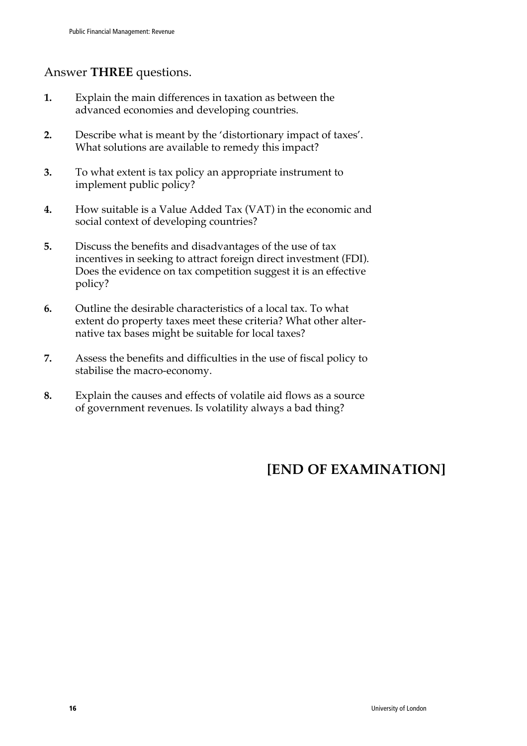Answer **THREE** questions.

**1.** Explain the main differences in taxation as between the advanced economies and developing countries.

**2.** Describe what is meant by the 'distortionary impact of taxes'. What solutions are available to remedy this impact?

**3.** To what extent is tax policy an appropriate instrument to implement public policy?

**4.** How suitable is a Value Added Tax (VAT) in the economic and social context of developing countries?

**5.** Discuss the benefits and disadvantages of the use of tax incentives in seeking to attract foreign direct investment (FDI). Does the evidence on tax competition suggest it is an effective policy?

**6.** Outline the desirable characteristics of a local tax. To what extent do property taxes meet these criteria? What other alternative tax bases might be suitable for local taxes?

**7.** Assess the benefits and difficulties in the use of fiscal policy to stabilise the macro-economy.

**8.** Explain the causes and effects of volatile aid flows as a source of government revenues. Is volatility always a bad thing?

## [END OF EXAMINATION]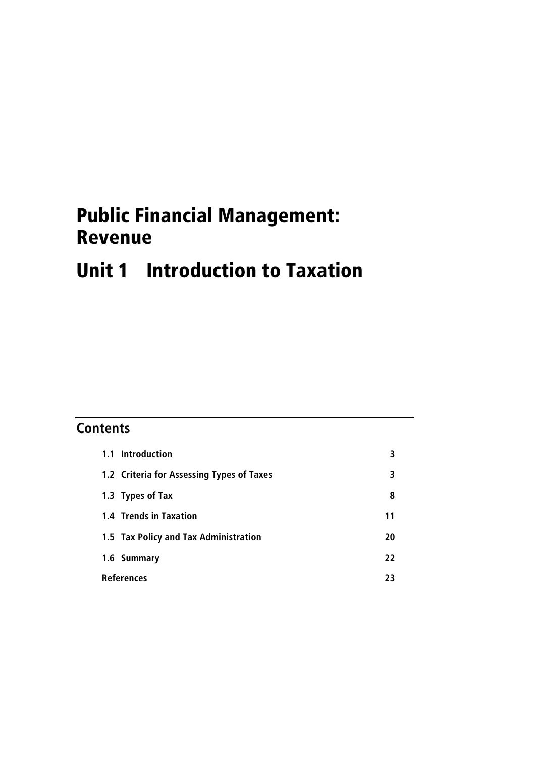# Public Financial Management: Revenue

# Unit 1 Introduction to Taxation

## Contents

| | |
|---|---|
| 1.1 Introduction | 3 |
| 1.2 Criteria for Assessing Types of Taxes | 3 |
| 1.3 Types of Tax | 8 |
| 1.4 Trends in Taxation | 11 |
| 1.5 Tax Policy and Tax Administration | 20 |
| 1.6 Summary | 22 |
| References | 23 |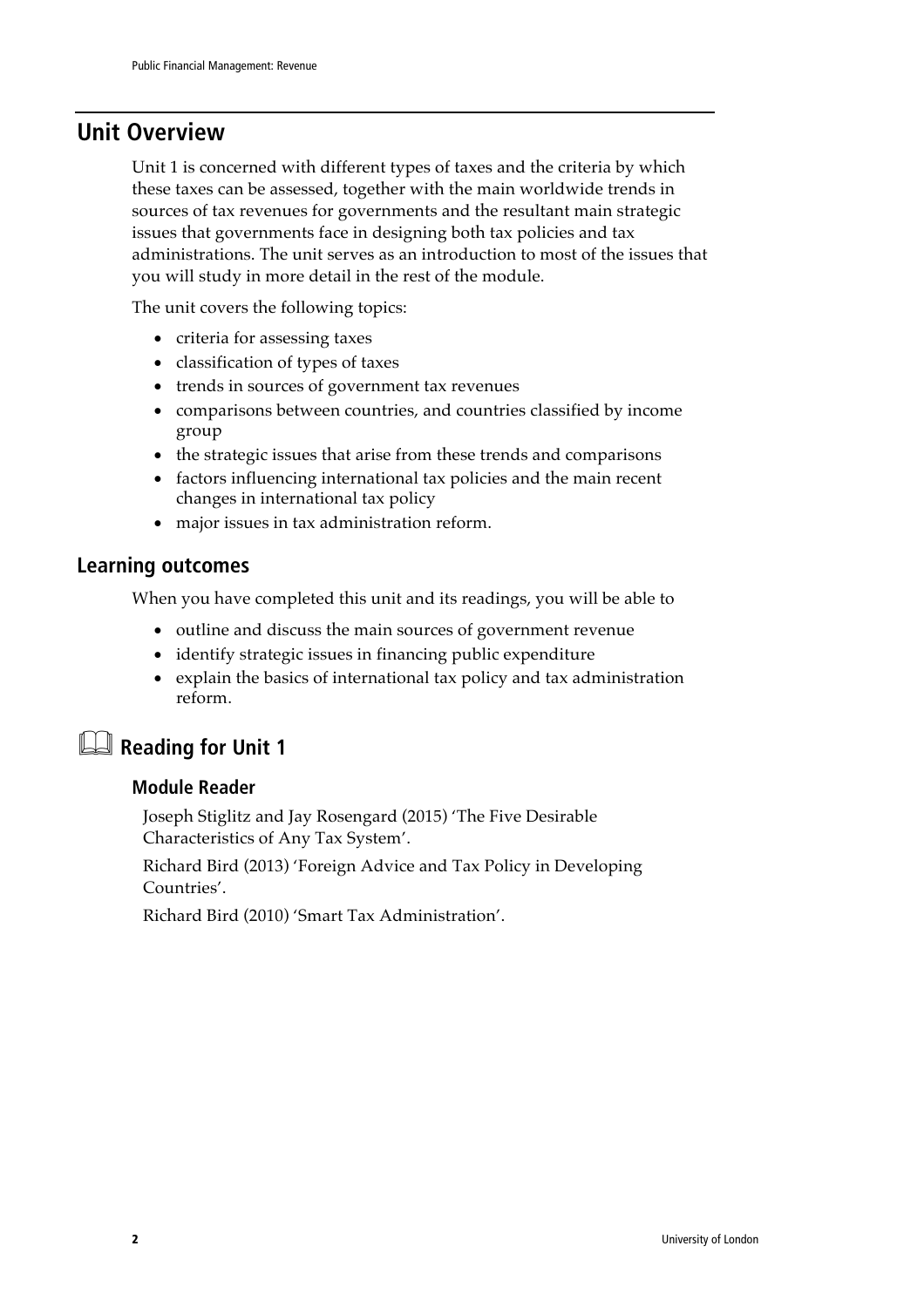## Unit Overview

Unit 1 is concerned with different types of taxes and the criteria by which these taxes can be assessed, together with the main worldwide trends in sources of tax revenues for governments and the resultant main strategic issues that governments face in designing both tax policies and tax administrations. The unit serves as an introduction to most of the issues that you will study in more detail in the rest of the module.

The unit covers the following topics:

- criteria for assessing taxes
- classification of types of taxes
- trends in sources of government tax revenues
- comparisons between countries, and countries classified by income group
- the strategic issues that arise from these trends and comparisons
- factors influencing international tax policies and the main recent changes in international tax policy
- major issues in tax administration reform.

### Learning outcomes

When you have completed this unit and its readings, you will be able to

- outline and discuss the main sources of government revenue
- identify strategic issues in financing public expenditure
- explain the basics of international tax policy and tax administration reform.

### Reading for Unit 1

#### Module Reader

Joseph Stiglitz and Jay Rosengard (2015) 'The Five Desirable Characteristics of Any Tax System'.

Richard Bird (2013) 'Foreign Advice and Tax Policy in Developing Countries'.

Richard Bird (2010) 'Smart Tax Administration'.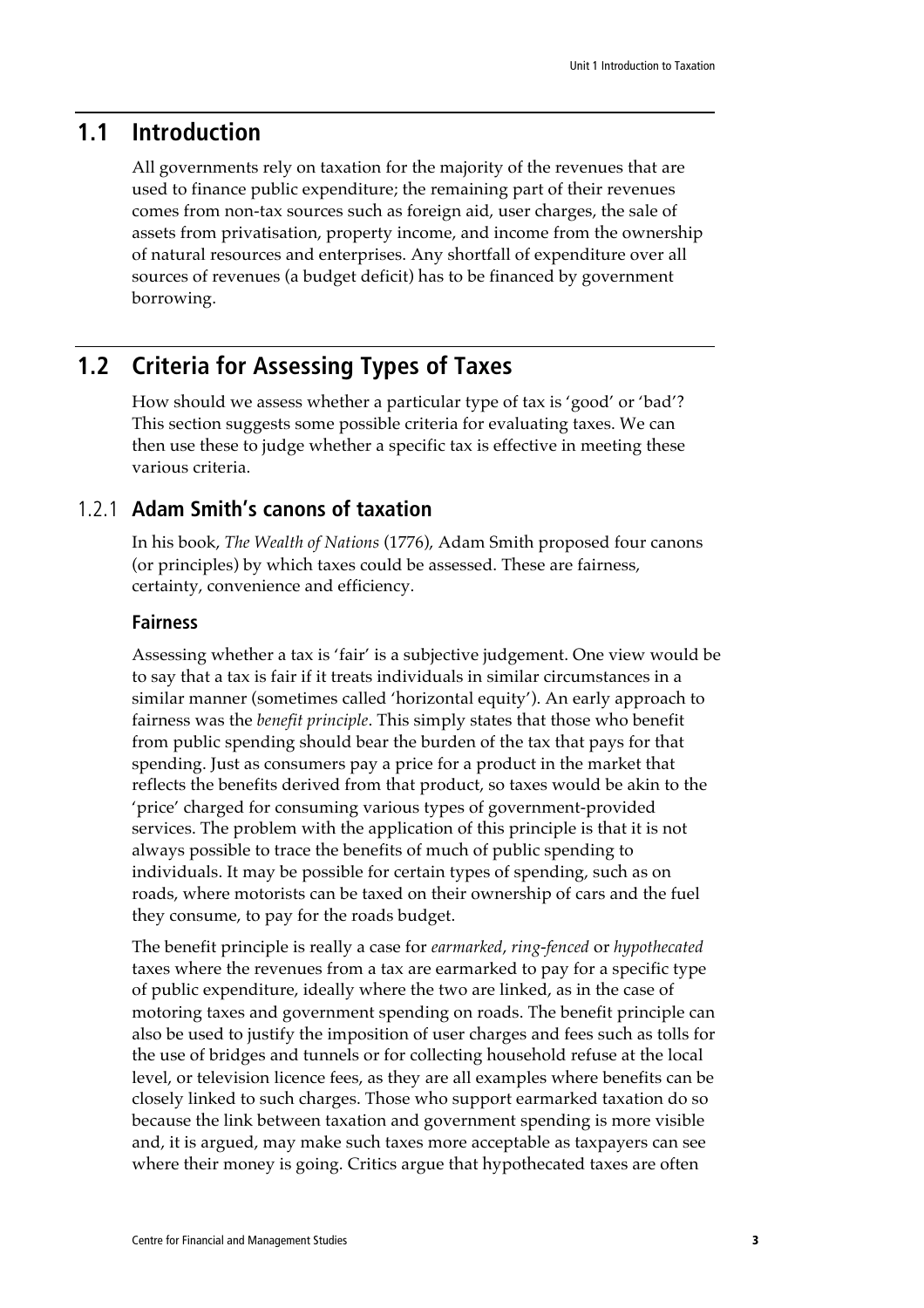## 1.1 Introduction

All governments rely on taxation for the majority of the revenues that are used to finance public expenditure; the remaining part of their revenues comes from non-tax sources such as foreign aid, user charges, the sale of assets from privatisation, property income, and income from the ownership of natural resources and enterprises. Any shortfall of expenditure over all sources of revenues (a budget deficit) has to be financed by government borrowing.

## 1.2 Criteria for Assessing Types of Taxes

How should we assess whether a particular type of tax is 'good' or 'bad'? This section suggests some possible criteria for evaluating taxes. We can then use these to judge whether a specific tax is effective in meeting these various criteria.

### 1.2.1 Adam Smith's canons of taxation

In his book, *The Wealth of Nations* (1776), Adam Smith proposed four canons (or principles) by which taxes could be assessed. These are fairness, certainty, convenience and efficiency.

#### Fairness

Assessing whether a tax is 'fair' is a subjective judgement. One view would be to say that a tax is fair if it treats individuals in similar circumstances in a similar manner (sometimes called 'horizontal equity'). An early approach to fairness was the *benefit principle*. This simply states that those who benefit from public spending should bear the burden of the tax that pays for that spending. Just as consumers pay a price for a product in the market that reflects the benefits derived from that product, so taxes would be akin to the 'price' charged for consuming various types of government-provided services. The problem with the application of this principle is that it is not always possible to trace the benefits of much of public spending to individuals. It may be possible for certain types of spending, such as on roads, where motorists can be taxed on their ownership of cars and the fuel they consume, to pay for the roads budget.

The benefit principle is really a case for *earmarked*, *ring-fenced* or *hypothecated* taxes where the revenues from a tax are earmarked to pay for a specific type of public expenditure, ideally where the two are linked, as in the case of motoring taxes and government spending on roads. The benefit principle can also be used to justify the imposition of user charges and fees such as tolls for the use of bridges and tunnels or for collecting household refuse at the local level, or television licence fees, as they are all examples where benefits can be closely linked to such charges. Those who support earmarked taxation do so because the link between taxation and government spending is more visible and, it is argued, may make such taxes more acceptable as taxpayers can see where their money is going. Critics argue that hypothecated taxes are often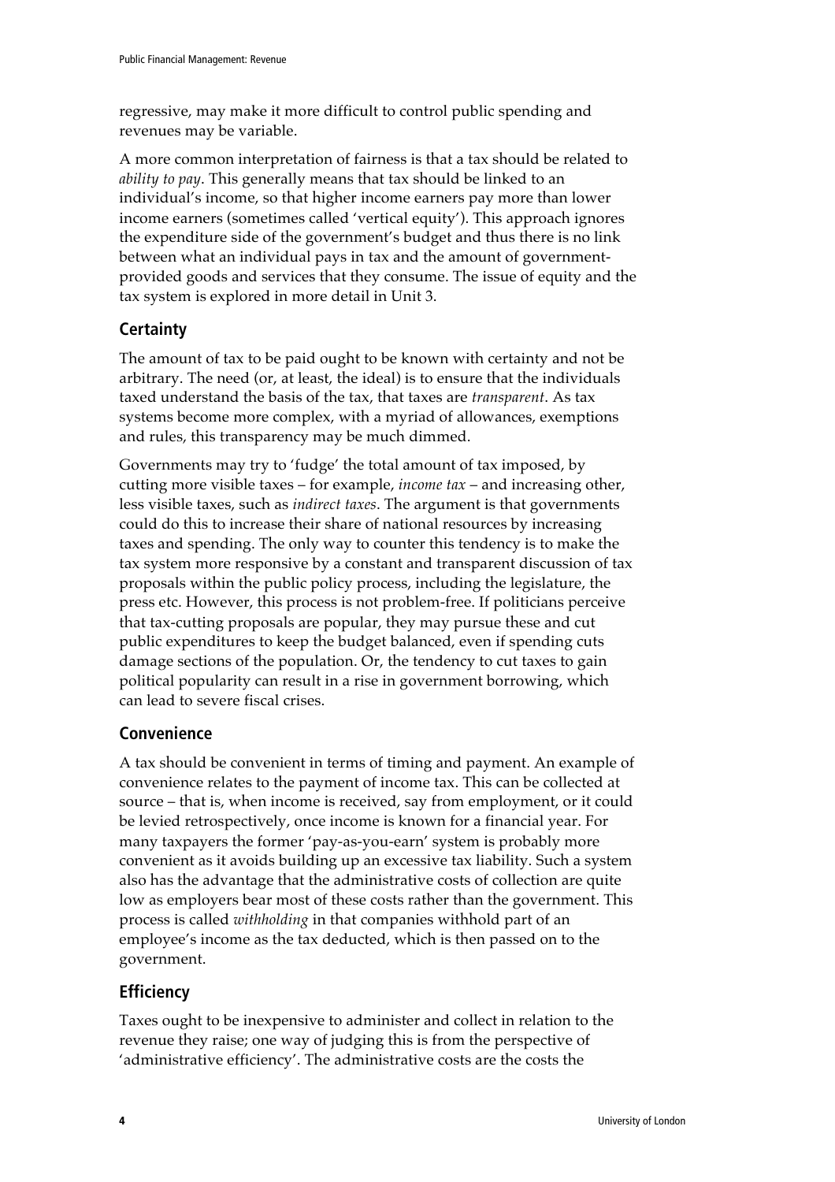regressive, may make it more difficult to control public spending and revenues may be variable.

A more common interpretation of fairness is that a tax should be related to *ability to pay*. This generally means that tax should be linked to an individual's income, so that higher income earners pay more than lower income earners (sometimes called 'vertical equity'). This approach ignores the expenditure side of the government's budget and thus there is no link between what an individual pays in tax and the amount of government-provided goods and services that they consume. The issue of equity and the tax system is explored in more detail in Unit 3.

### Certainty

The amount of tax to be paid ought to be known with certainty and not be arbitrary. The need (or, at least, the ideal) is to ensure that the individuals taxed understand the basis of the tax, that taxes are *transparent*. As tax systems become more complex, with a myriad of allowances, exemptions and rules, this transparency may be much dimmed.

Governments may try to 'fudge' the total amount of tax imposed, by cutting more visible taxes – for example, *income tax* – and increasing other, less visible taxes, such as *indirect taxes*. The argument is that governments could do this to increase their share of national resources by increasing taxes and spending. The only way to counter this tendency is to make the tax system more responsive by a constant and transparent discussion of tax proposals within the public policy process, including the legislature, the press etc. However, this process is not problem-free. If politicians perceive that tax-cutting proposals are popular, they may pursue these and cut public expenditures to keep the budget balanced, even if spending cuts damage sections of the population. Or, the tendency to cut taxes to gain political popularity can result in a rise in government borrowing, which can lead to severe fiscal crises.

### Convenience

A tax should be convenient in terms of timing and payment. An example of convenience relates to the payment of income tax. This can be collected at source – that is, when income is received, say from employment, or it could be levied retrospectively, once income is known for a financial year. For many taxpayers the former 'pay-as-you-earn' system is probably more convenient as it avoids building up an excessive tax liability. Such a system also has the advantage that the administrative costs of collection are quite low as employers bear most of these costs rather than the government. This process is called *withholding* in that companies withhold part of an employee's income as the tax deducted, which is then passed on to the government.

### Efficiency

Taxes ought to be inexpensive to administer and collect in relation to the revenue they raise; one way of judging this is from the perspective of 'administrative efficiency'. The administrative costs are the costs the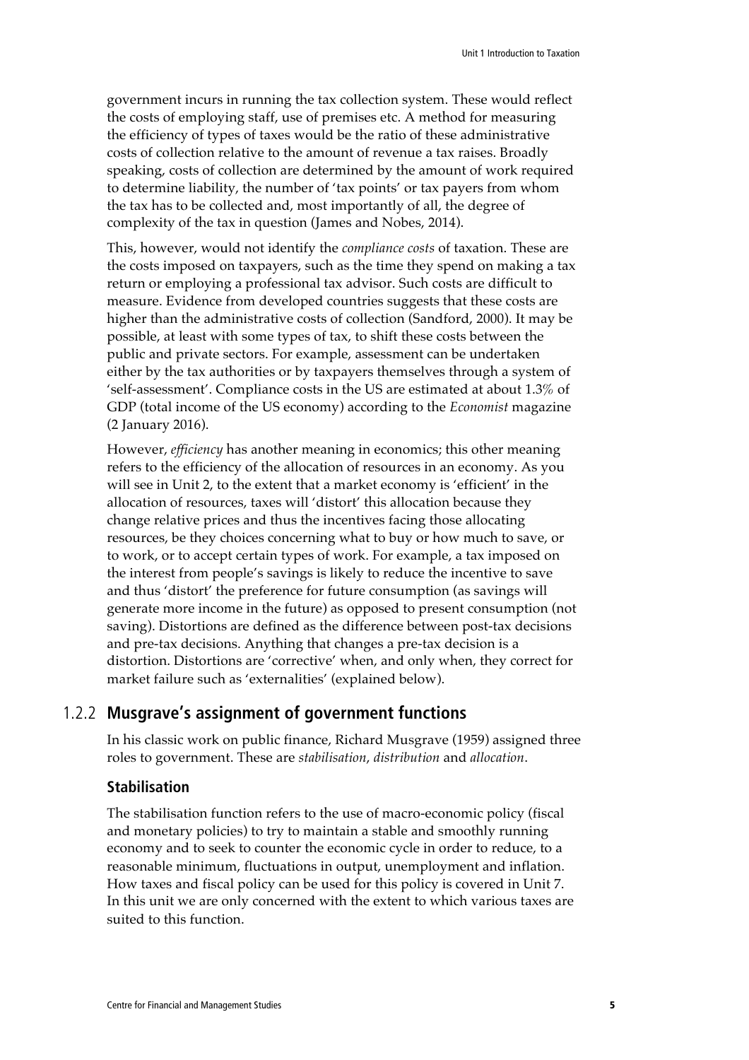government incurs in running the tax collection system. These would reflect the costs of employing staff, use of premises etc. A method for measuring the efficiency of types of taxes would be the ratio of these administrative costs of collection relative to the amount of revenue a tax raises. Broadly speaking, costs of collection are determined by the amount of work required to determine liability, the number of 'tax points' or tax payers from whom the tax has to be collected and, most importantly of all, the degree of complexity of the tax in question (James and Nobes, 2014).

This, however, would not identify the *compliance costs* of taxation. These are the costs imposed on taxpayers, such as the time they spend on making a tax return or employing a professional tax advisor. Such costs are difficult to measure. Evidence from developed countries suggests that these costs are higher than the administrative costs of collection (Sandford, 2000). It may be possible, at least with some types of tax, to shift these costs between the public and private sectors. For example, assessment can be undertaken either by the tax authorities or by taxpayers themselves through a system of 'self-assessment'. Compliance costs in the US are estimated at about 1.3% of GDP (total income of the US economy) according to the *Economist* magazine (2 January 2016).

However, *efficiency* has another meaning in economics; this other meaning refers to the efficiency of the allocation of resources in an economy. As you will see in Unit 2, to the extent that a market economy is 'efficient' in the allocation of resources, taxes will 'distort' this allocation because they change relative prices and thus the incentives facing those allocating resources, be they choices concerning what to buy or how much to save, or to work, or to accept certain types of work. For example, a tax imposed on the interest from people's savings is likely to reduce the incentive to save and thus 'distort' the preference for future consumption (as savings will generate more income in the future) as opposed to present consumption (not saving). Distortions are defined as the difference between post-tax decisions and pre-tax decisions. Anything that changes a pre-tax decision is a distortion. Distortions are 'corrective' when, and only when, they correct for market failure such as 'externalities' (explained below).

## 1.2.2 Musgrave's assignment of government functions

In his classic work on public finance, Richard Musgrave (1959) assigned three roles to government. These are *stabilisation*, *distribution* and *allocation*.

### Stabilisation

The stabilisation function refers to the use of macro-economic policy (fiscal and monetary policies) to try to maintain a stable and smoothly running economy and to seek to counter the economic cycle in order to reduce, to a reasonable minimum, fluctuations in output, unemployment and inflation. How taxes and fiscal policy can be used for this policy is covered in Unit 7. In this unit we are only concerned with the extent to which various taxes are suited to this function.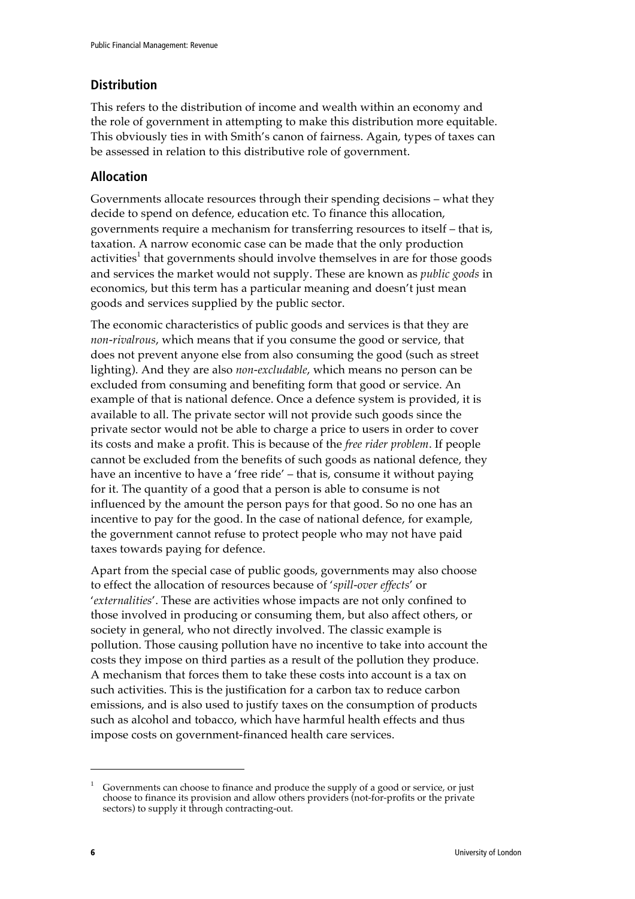## Distribution

This refers to the distribution of income and wealth within an economy and the role of government in attempting to make this distribution more equitable. This obviously ties in with Smith's canon of fairness. Again, types of taxes can be assessed in relation to this distributive role of government.

## Allocation

Governments allocate resources through their spending decisions – what they decide to spend on defence, education etc. To finance this allocation, governments require a mechanism for transferring resources to itself – that is, taxation. A narrow economic case can be made that the only production activities[1] that governments should involve themselves in are for those goods and services the market would not supply. These are known as *public goods* in economics, but this term has a particular meaning and doesn't just mean goods and services supplied by the public sector.

The economic characteristics of public goods and services is that they are *non-rivalrous*, which means that if you consume the good or service, that does not prevent anyone else from also consuming the good (such as street lighting). And they are also *non-excludable*, which means no person can be excluded from consuming and benefiting form that good or service. An example of that is national defence. Once a defence system is provided, it is available to all. The private sector will not provide such goods since the private sector would not be able to charge a price to users in order to cover its costs and make a profit. This is because of the *free rider problem*. If people cannot be excluded from the benefits of such goods as national defence, they have an incentive to have a 'free ride' – that is, consume it without paying for it. The quantity of a good that a person is able to consume is not influenced by the amount the person pays for that good. So no one has an incentive to pay for the good. In the case of national defence, for example, the government cannot refuse to protect people who may not have paid taxes towards paying for defence.

Apart from the special case of public goods, governments may also choose to effect the allocation of resources because of '*spill-over effects*' or '*externalities*'. These are activities whose impacts are not only confined to those involved in producing or consuming them, but also affect others, or society in general, who not directly involved. The classic example is pollution. Those causing pollution have no incentive to take into account the costs they impose on third parties as a result of the pollution they produce. A mechanism that forces them to take these costs into account is a tax on such activities. This is the justification for a carbon tax to reduce carbon emissions, and is also used to justify taxes on the consumption of products such as alcohol and tobacco, which have harmful health effects and thus impose costs on government-financed health care services.

---

[1] Governments can choose to finance and produce the supply of a good or service, or just choose to finance its provision and allow others providers (not-for-profits or the private sectors) to supply it through contracting-out.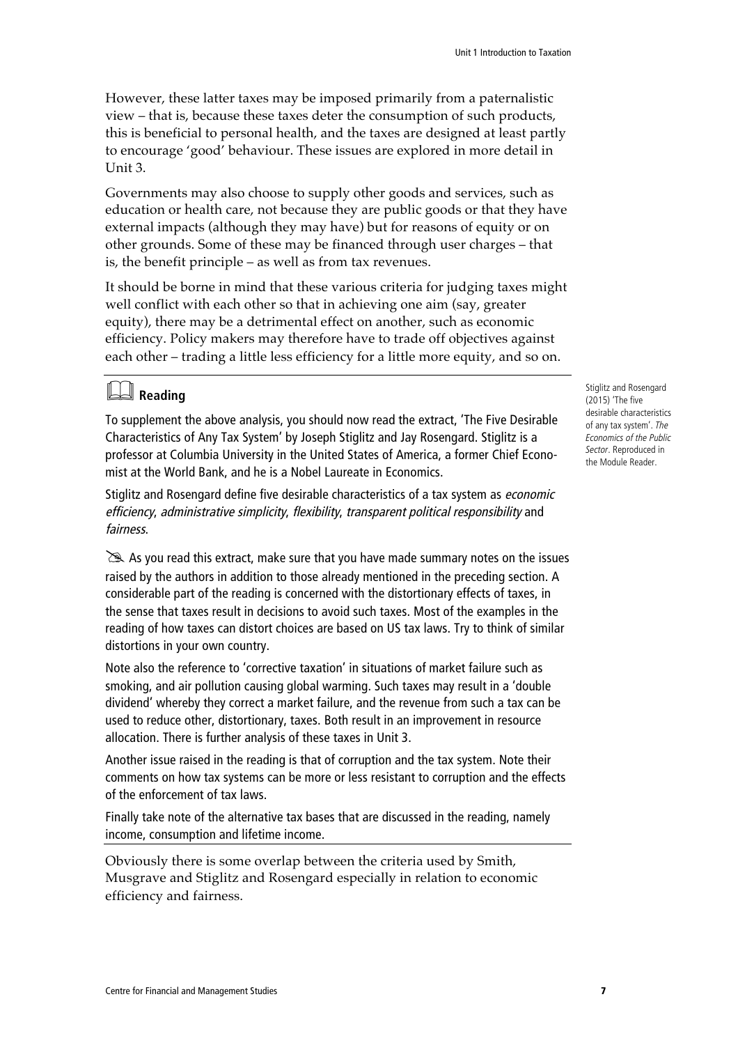However, these latter taxes may be imposed primarily from a paternalistic view – that is, because these taxes deter the consumption of such products, this is beneficial to personal health, and the taxes are designed at least partly to encourage 'good' behaviour. These issues are explored in more detail in Unit 3.

Governments may also choose to supply other goods and services, such as education or health care, not because they are public goods or that they have external impacts (although they may have) but for reasons of equity or on other grounds. Some of these may be financed through user charges – that is, the benefit principle – as well as from tax revenues.

It should be borne in mind that these various criteria for judging taxes might well conflict with each other so that in achieving one aim (say, greater equity), there may be a detrimental effect on another, such as economic efficiency. Policy makers may therefore have to trade off objectives against each other – trading a little less efficiency for a little more equity, and so on.

---

### Reading

Stiglitz and Rosengard (2015) 'The five desirable characteristics of any tax system'. *The Economics of the Public Sector*. Reproduced in the Module Reader.

To supplement the above analysis, you should now read the extract, 'The Five Desirable Characteristics of Any Tax System' by Joseph Stiglitz and Jay Rosengard. Stiglitz is a professor at Columbia University in the United States of America, a former Chief Economist at the World Bank, and he is a Nobel Laureate in Economics.

Stiglitz and Rosengard define five desirable characteristics of a tax system as *economic efficiency*, *administrative simplicity*, *flexibility*, *transparent political responsibility* and *fairness*.

✎ As you read this extract, make sure that you have made summary notes on the issues raised by the authors in addition to those already mentioned in the preceding section. A considerable part of the reading is concerned with the distortionary effects of taxes, in the sense that taxes result in decisions to avoid such taxes. Most of the examples in the reading of how taxes can distort choices are based on US tax laws. Try to think of similar distortions in your own country.

Note also the reference to 'corrective taxation' in situations of market failure such as smoking, and air pollution causing global warming. Such taxes may result in a 'double dividend' whereby they correct a market failure, and the revenue from such a tax can be used to reduce other, distortionary, taxes. Both result in an improvement in resource allocation. There is further analysis of these taxes in Unit 3.

Another issue raised in the reading is that of corruption and the tax system. Note their comments on how tax systems can be more or less resistant to corruption and the effects of the enforcement of tax laws.

Finally take note of the alternative tax bases that are discussed in the reading, namely income, consumption and lifetime income.

---

Obviously there is some overlap between the criteria used by Smith, Musgrave and Stiglitz and Rosengard especially in relation to economic efficiency and fairness.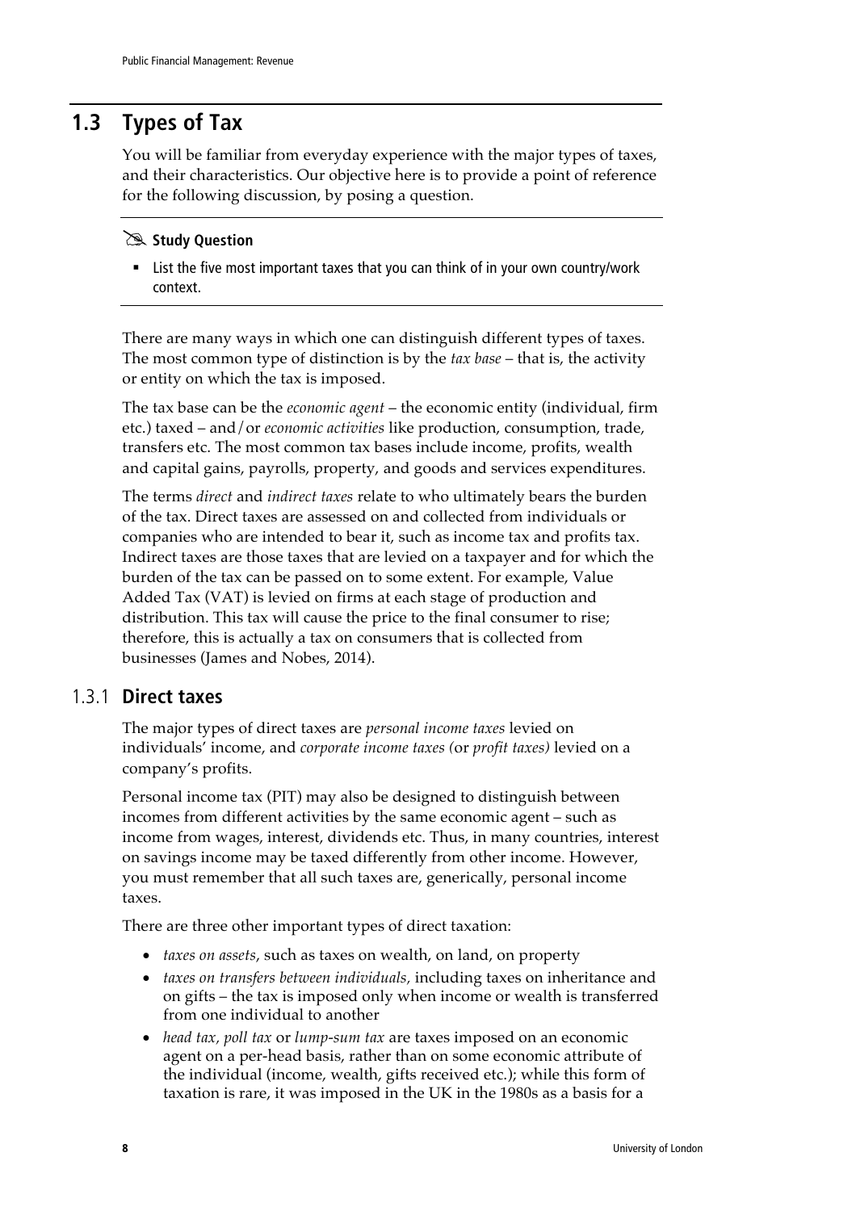## 1.3 Types of Tax

You will be familiar from everyday experience with the major types of taxes, and their characteristics. Our objective here is to provide a point of reference for the following discussion, by posing a question.

**Study Question**

- List the five most important taxes that you can think of in your own country/work context.

There are many ways in which one can distinguish different types of taxes. The most common type of distinction is by the *tax base* – that is, the activity or entity on which the tax is imposed.

The tax base can be the *economic agent* – the economic entity (individual, firm etc.) taxed – and/or *economic activities* like production, consumption, trade, transfers etc. The most common tax bases include income, profits, wealth and capital gains, payrolls, property, and goods and services expenditures.

The terms *direct* and *indirect taxes* relate to who ultimately bears the burden of the tax. Direct taxes are assessed on and collected from individuals or companies who are intended to bear it, such as income tax and profits tax. Indirect taxes are those taxes that are levied on a taxpayer and for which the burden of the tax can be passed on to some extent. For example, Value Added Tax (VAT) is levied on firms at each stage of production and distribution. This tax will cause the price to the final consumer to rise; therefore, this is actually a tax on consumers that is collected from businesses (James and Nobes, 2014).

### 1.3.1 Direct taxes

The major types of direct taxes are *personal income taxes* levied on individuals' income, and *corporate income taxes* (or *profit taxes)* levied on a company's profits.

Personal income tax (PIT) may also be designed to distinguish between incomes from different activities by the same economic agent – such as income from wages, interest, dividends etc. Thus, in many countries, interest on savings income may be taxed differently from other income. However, you must remember that all such taxes are, generically, personal income taxes.

There are three other important types of direct taxation:

- *taxes on assets*, such as taxes on wealth, on land, on property
- *taxes on transfers between individuals*, including taxes on inheritance and on gifts – the tax is imposed only when income or wealth is transferred from one individual to another
- *head tax*, *poll tax* or *lump-sum tax* are taxes imposed on an economic agent on a per-head basis, rather than on some economic attribute of the individual (income, wealth, gifts received etc.); while this form of taxation is rare, it was imposed in the UK in the 1980s as a basis for a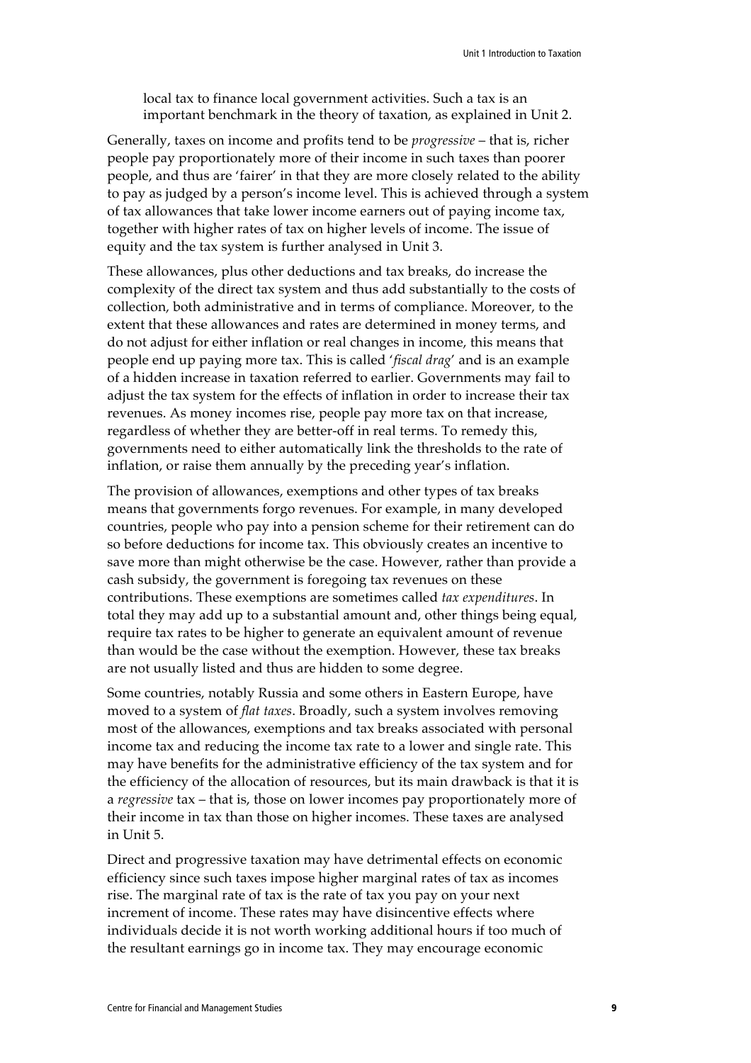local tax to finance local government activities. Such a tax is an important benchmark in the theory of taxation, as explained in Unit 2.

Generally, taxes on income and profits tend to be *progressive* – that is, richer people pay proportionately more of their income in such taxes than poorer people, and thus are 'fairer' in that they are more closely related to the ability to pay as judged by a person's income level. This is achieved through a system of tax allowances that take lower income earners out of paying income tax, together with higher rates of tax on higher levels of income. The issue of equity and the tax system is further analysed in Unit 3.

These allowances, plus other deductions and tax breaks, do increase the complexity of the direct tax system and thus add substantially to the costs of collection, both administrative and in terms of compliance. Moreover, to the extent that these allowances and rates are determined in money terms, and do not adjust for either inflation or real changes in income, this means that people end up paying more tax. This is called '*fiscal drag*' and is an example of a hidden increase in taxation referred to earlier. Governments may fail to adjust the tax system for the effects of inflation in order to increase their tax revenues. As money incomes rise, people pay more tax on that increase, regardless of whether they are better-off in real terms. To remedy this, governments need to either automatically link the thresholds to the rate of inflation, or raise them annually by the preceding year's inflation.

The provision of allowances, exemptions and other types of tax breaks means that governments forgo revenues. For example, in many developed countries, people who pay into a pension scheme for their retirement can do so before deductions for income tax. This obviously creates an incentive to save more than might otherwise be the case. However, rather than provide a cash subsidy, the government is foregoing tax revenues on these contributions. These exemptions are sometimes called *tax expenditures*. In total they may add up to a substantial amount and, other things being equal, require tax rates to be higher to generate an equivalent amount of revenue than would be the case without the exemption. However, these tax breaks are not usually listed and thus are hidden to some degree.

Some countries, notably Russia and some others in Eastern Europe, have moved to a system of *flat taxes*. Broadly, such a system involves removing most of the allowances, exemptions and tax breaks associated with personal income tax and reducing the income tax rate to a lower and single rate. This may have benefits for the administrative efficiency of the tax system and for the efficiency of the allocation of resources, but its main drawback is that it is a *regressive* tax – that is, those on lower incomes pay proportionately more of their income in tax than those on higher incomes. These taxes are analysed in Unit 5.

Direct and progressive taxation may have detrimental effects on economic efficiency since such taxes impose higher marginal rates of tax as incomes rise. The marginal rate of tax is the rate of tax you pay on your next increment of income. These rates may have disincentive effects where individuals decide it is not worth working additional hours if too much of the resultant earnings go in income tax. They may encourage economic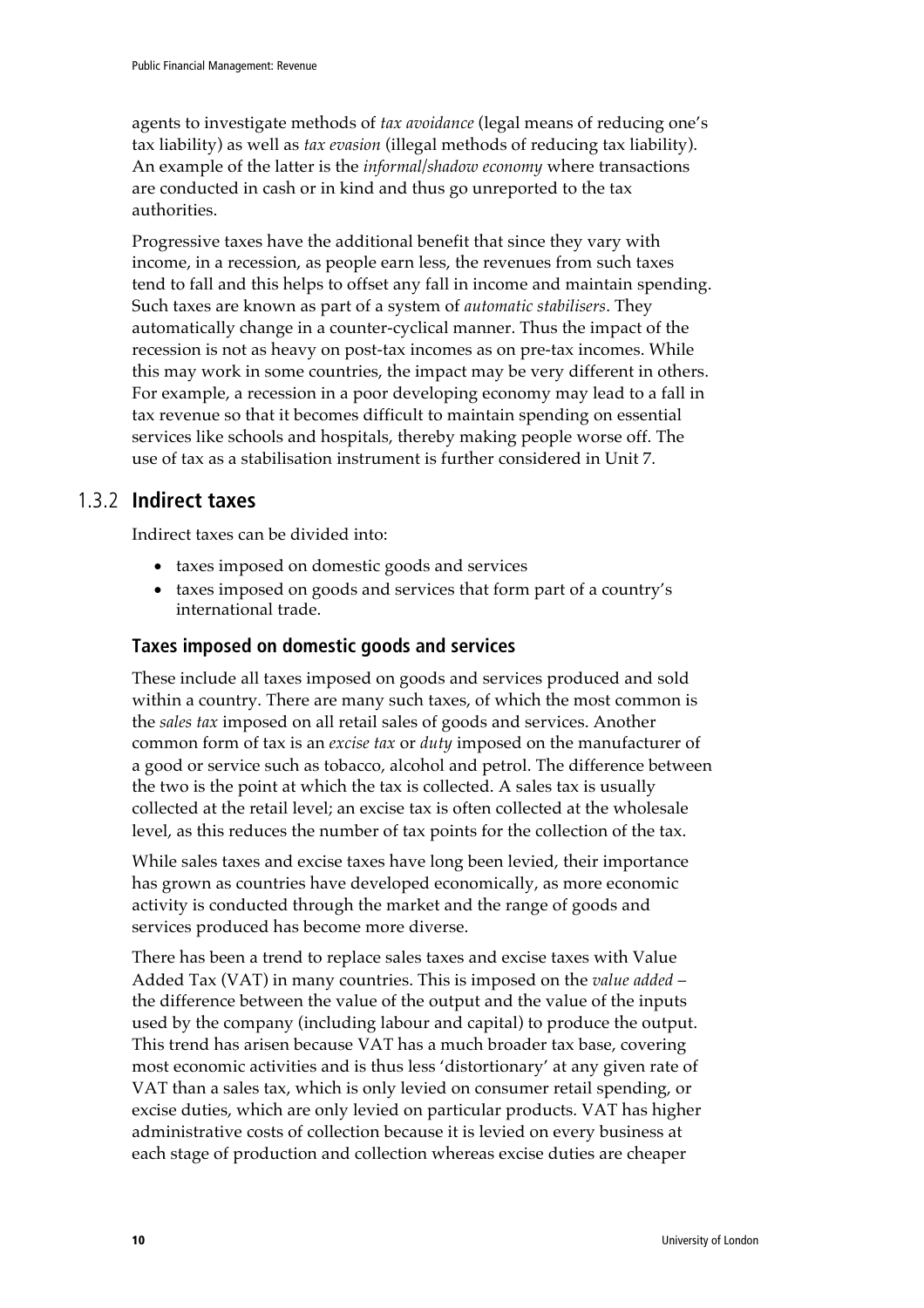agents to investigate methods of *tax avoidance* (legal means of reducing one's tax liability) as well as *tax evasion* (illegal methods of reducing tax liability). An example of the latter is the *informal/shadow economy* where transactions are conducted in cash or in kind and thus go unreported to the tax authorities.

Progressive taxes have the additional benefit that since they vary with income, in a recession, as people earn less, the revenues from such taxes tend to fall and this helps to offset any fall in income and maintain spending. Such taxes are known as part of a system of *automatic stabilisers*. They automatically change in a counter-cyclical manner. Thus the impact of the recession is not as heavy on post-tax incomes as on pre-tax incomes. While this may work in some countries, the impact may be very different in others. For example, a recession in a poor developing economy may lead to a fall in tax revenue so that it becomes difficult to maintain spending on essential services like schools and hospitals, thereby making people worse off. The use of tax as a stabilisation instrument is further considered in Unit 7.

## 1.3.2 Indirect taxes

Indirect taxes can be divided into:

- taxes imposed on domestic goods and services
- taxes imposed on goods and services that form part of a country's international trade.

### Taxes imposed on domestic goods and services

These include all taxes imposed on goods and services produced and sold within a country. There are many such taxes, of which the most common is the *sales tax* imposed on all retail sales of goods and services. Another common form of tax is an *excise tax* or *duty* imposed on the manufacturer of a good or service such as tobacco, alcohol and petrol. The difference between the two is the point at which the tax is collected. A sales tax is usually collected at the retail level; an excise tax is often collected at the wholesale level, as this reduces the number of tax points for the collection of the tax.

While sales taxes and excise taxes have long been levied, their importance has grown as countries have developed economically, as more economic activity is conducted through the market and the range of goods and services produced has become more diverse.

There has been a trend to replace sales taxes and excise taxes with Value Added Tax (VAT) in many countries. This is imposed on the *value added* – the difference between the value of the output and the value of the inputs used by the company (including labour and capital) to produce the output. This trend has arisen because VAT has a much broader tax base, covering most economic activities and is thus less 'distortionary' at any given rate of VAT than a sales tax, which is only levied on consumer retail spending, or excise duties, which are only levied on particular products. VAT has higher administrative costs of collection because it is levied on every business at each stage of production and collection whereas excise duties are cheaper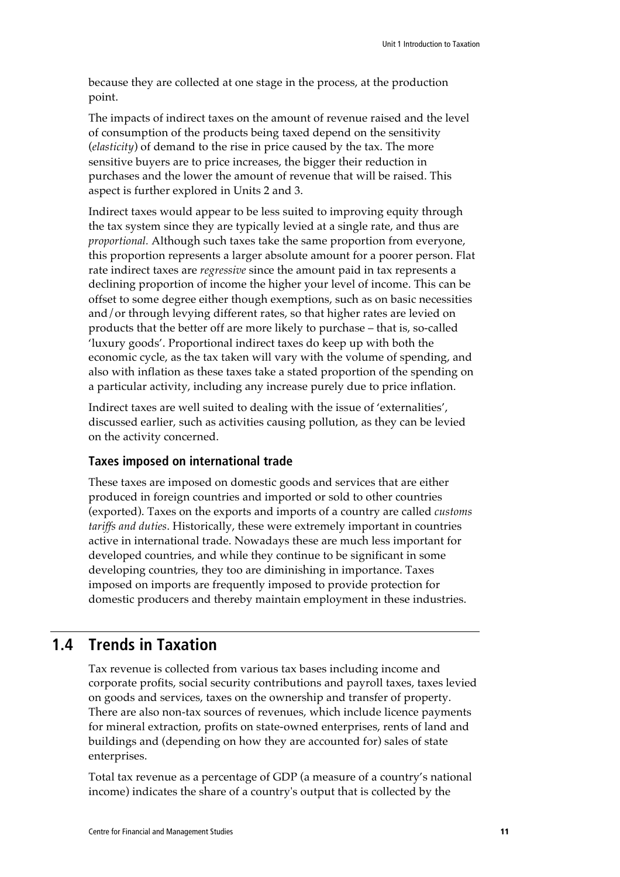because they are collected at one stage in the process, at the production point.

The impacts of indirect taxes on the amount of revenue raised and the level of consumption of the products being taxed depend on the sensitivity (*elasticity*) of demand to the rise in price caused by the tax. The more sensitive buyers are to price increases, the bigger their reduction in purchases and the lower the amount of revenue that will be raised. This aspect is further explored in Units 2 and 3.

Indirect taxes would appear to be less suited to improving equity through the tax system since they are typically levied at a single rate, and thus are *proportional.* Although such taxes take the same proportion from everyone, this proportion represents a larger absolute amount for a poorer person. Flat rate indirect taxes are *regressive* since the amount paid in tax represents a declining proportion of income the higher your level of income. This can be offset to some degree either though exemptions, such as on basic necessities and/or through levying different rates, so that higher rates are levied on products that the better off are more likely to purchase – that is, so-called 'luxury goods'. Proportional indirect taxes do keep up with both the economic cycle, as the tax taken will vary with the volume of spending, and also with inflation as these taxes take a stated proportion of the spending on a particular activity, including any increase purely due to price inflation.

Indirect taxes are well suited to dealing with the issue of 'externalities', discussed earlier, such as activities causing pollution, as they can be levied on the activity concerned.

### Taxes imposed on international trade

These taxes are imposed on domestic goods and services that are either produced in foreign countries and imported or sold to other countries (exported). Taxes on the exports and imports of a country are called *customs tariffs and duties*. Historically, these were extremely important in countries active in international trade. Nowadays these are much less important for developed countries, and while they continue to be significant in some developing countries, they too are diminishing in importance. Taxes imposed on imports are frequently imposed to provide protection for domestic producers and thereby maintain employment in these industries.

## 1.4 Trends in Taxation

Tax revenue is collected from various tax bases including income and corporate profits, social security contributions and payroll taxes, taxes levied on goods and services, taxes on the ownership and transfer of property. There are also non-tax sources of revenues, which include licence payments for mineral extraction, profits on state-owned enterprises, rents of land and buildings and (depending on how they are accounted for) sales of state enterprises.

Total tax revenue as a percentage of GDP (a measure of a country's national income) indicates the share of a country's output that is collected by the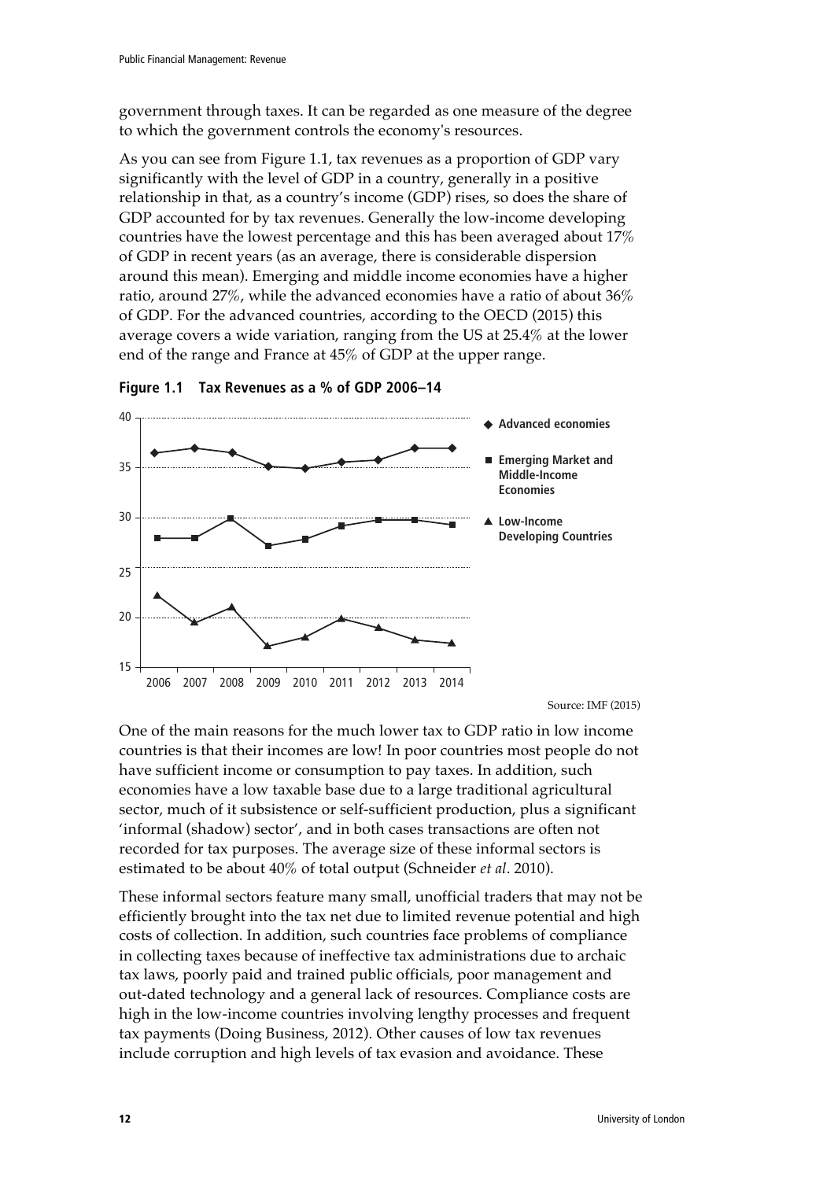government through taxes. It can be regarded as one measure of the degree to which the government controls the economy's resources.

As you can see from Figure 1.1, tax revenues as a proportion of GDP vary significantly with the level of GDP in a country, generally in a positive relationship in that, as a country's income (GDP) rises, so does the share of GDP accounted for by tax revenues. Generally the low-income developing countries have the lowest percentage and this has been averaged about 17% of GDP in recent years (as an average, there is considerable dispersion around this mean). Emerging and middle income economies have a higher ratio, around 27%, while the advanced economies have a ratio of about 36% of GDP. For the advanced countries, according to the OECD (2015) this average covers a wide variation, ranging from the US at 25.4% at the lower end of the range and France at 45% of GDP at the upper range.

**Figure 1.1 Tax Revenues as a % of GDP 2006–14**

Source: IMF (2015)

One of the main reasons for the much lower tax to GDP ratio in low income countries is that their incomes are low! In poor countries most people do not have sufficient income or consumption to pay taxes. In addition, such economies have a low taxable base due to a large traditional agricultural sector, much of it subsistence or self-sufficient production, plus a significant 'informal (shadow) sector', and in both cases transactions are often not recorded for tax purposes. The average size of these informal sectors is estimated to be about 40% of total output (Schneider *et al*. 2010).

These informal sectors feature many small, unofficial traders that may not be efficiently brought into the tax net due to limited revenue potential and high costs of collection. In addition, such countries face problems of compliance in collecting taxes because of ineffective tax administrations due to archaic tax laws, poorly paid and trained public officials, poor management and out-dated technology and a general lack of resources. Compliance costs are high in the low-income countries involving lengthy processes and frequent tax payments (Doing Business, 2012). Other causes of low tax revenues include corruption and high levels of tax evasion and avoidance. These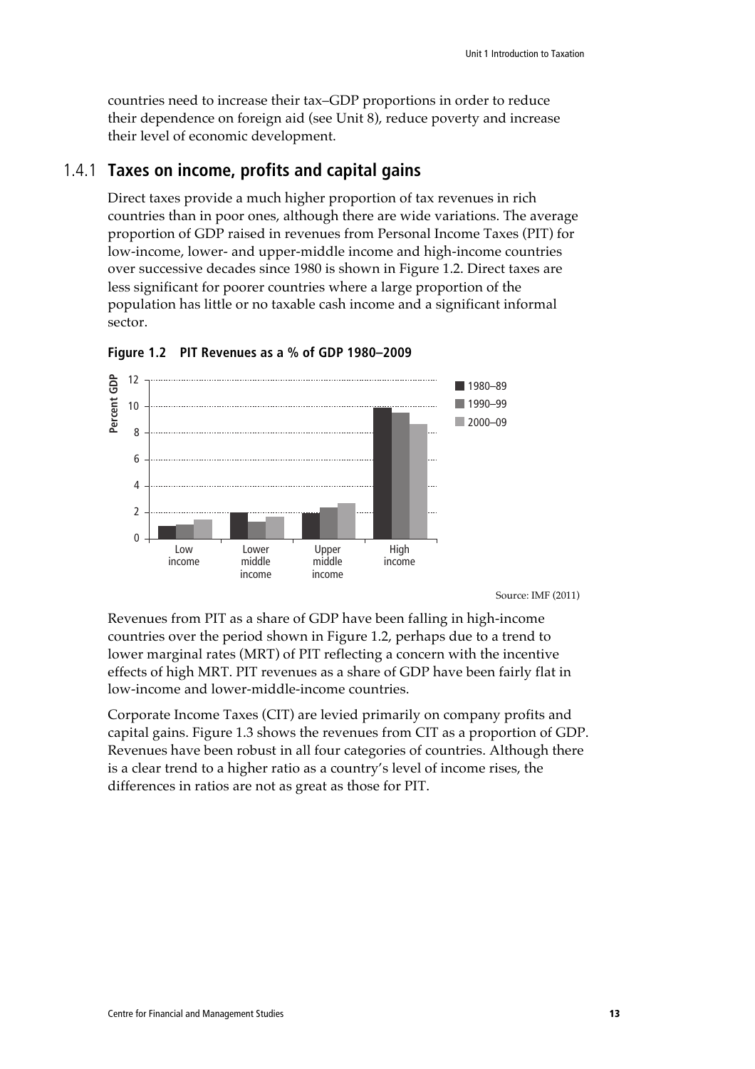countries need to increase their tax–GDP proportions in order to reduce their dependence on foreign aid (see Unit 8), reduce poverty and increase their level of economic development.

## 1.4.1 Taxes on income, profits and capital gains

Direct taxes provide a much higher proportion of tax revenues in rich countries than in poor ones, although there are wide variations. The average proportion of GDP raised in revenues from Personal Income Taxes (PIT) for low-income, lower- and upper-middle income and high-income countries over successive decades since 1980 is shown in Figure 1.2. Direct taxes are less significant for poorer countries where a large proportion of the population has little or no taxable cash income and a significant informal sector.

**Figure 1.2 PIT Revenues as a % of GDP 1980–2009**

Source: IMF (2011)

Revenues from PIT as a share of GDP have been falling in high-income countries over the period shown in Figure 1.2, perhaps due to a trend to lower marginal rates (MRT) of PIT reflecting a concern with the incentive effects of high MRT. PIT revenues as a share of GDP have been fairly flat in low-income and lower-middle-income countries.

Corporate Income Taxes (CIT) are levied primarily on company profits and capital gains. Figure 1.3 shows the revenues from CIT as a proportion of GDP. Revenues have been robust in all four categories of countries. Although there is a clear trend to a higher ratio as a country's level of income rises, the differences in ratios are not as great as those for PIT.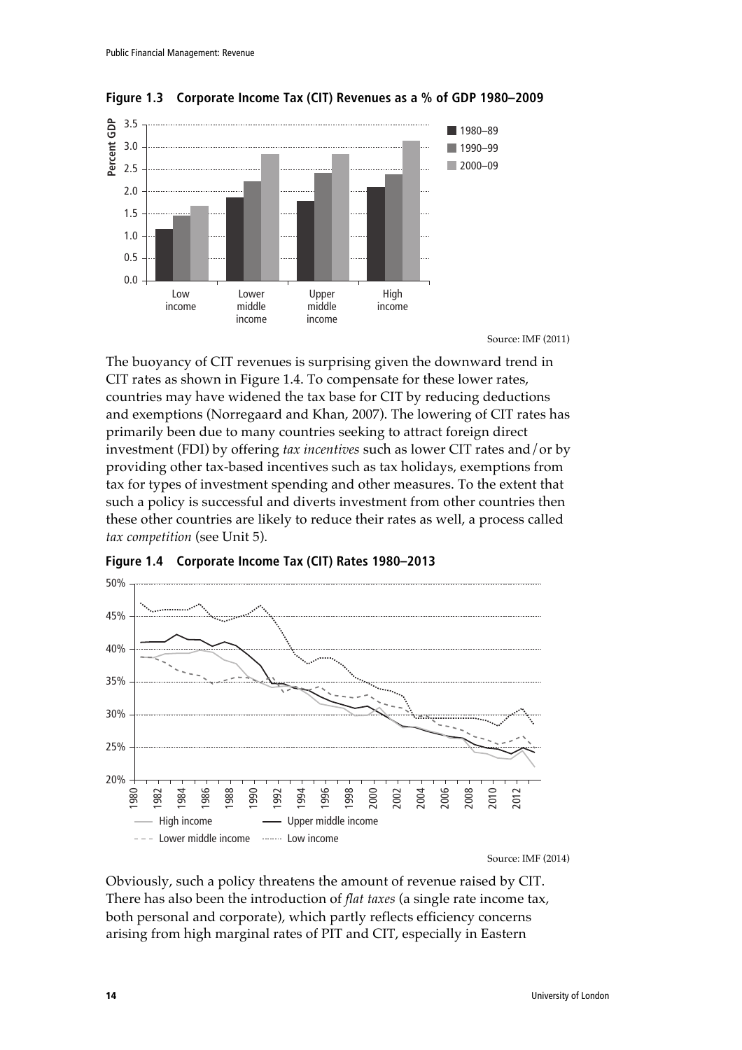**Figure 1.3 Corporate Income Tax (CIT) Revenues as a % of GDP 1980–2009**

Source: IMF (2011)

The buoyancy of CIT revenues is surprising given the downward trend in CIT rates as shown in Figure 1.4. To compensate for these lower rates, countries may have widened the tax base for CIT by reducing deductions and exemptions (Norregaard and Khan, 2007). The lowering of CIT rates has primarily been due to many countries seeking to attract foreign direct investment (FDI) by offering *tax incentives* such as lower CIT rates and/or by providing other tax-based incentives such as tax holidays, exemptions from tax for types of investment spending and other measures. To the extent that such a policy is successful and diverts investment from other countries then these other countries are likely to reduce their rates as well, a process called *tax competition* (see Unit 5).

**Figure 1.4 Corporate Income Tax (CIT) Rates 1980–2013**

Source: IMF (2014)

Obviously, such a policy threatens the amount of revenue raised by CIT. There has also been the introduction of *flat taxes* (a single rate income tax, both personal and corporate), which partly reflects efficiency concerns arising from high marginal rates of PIT and CIT, especially in Eastern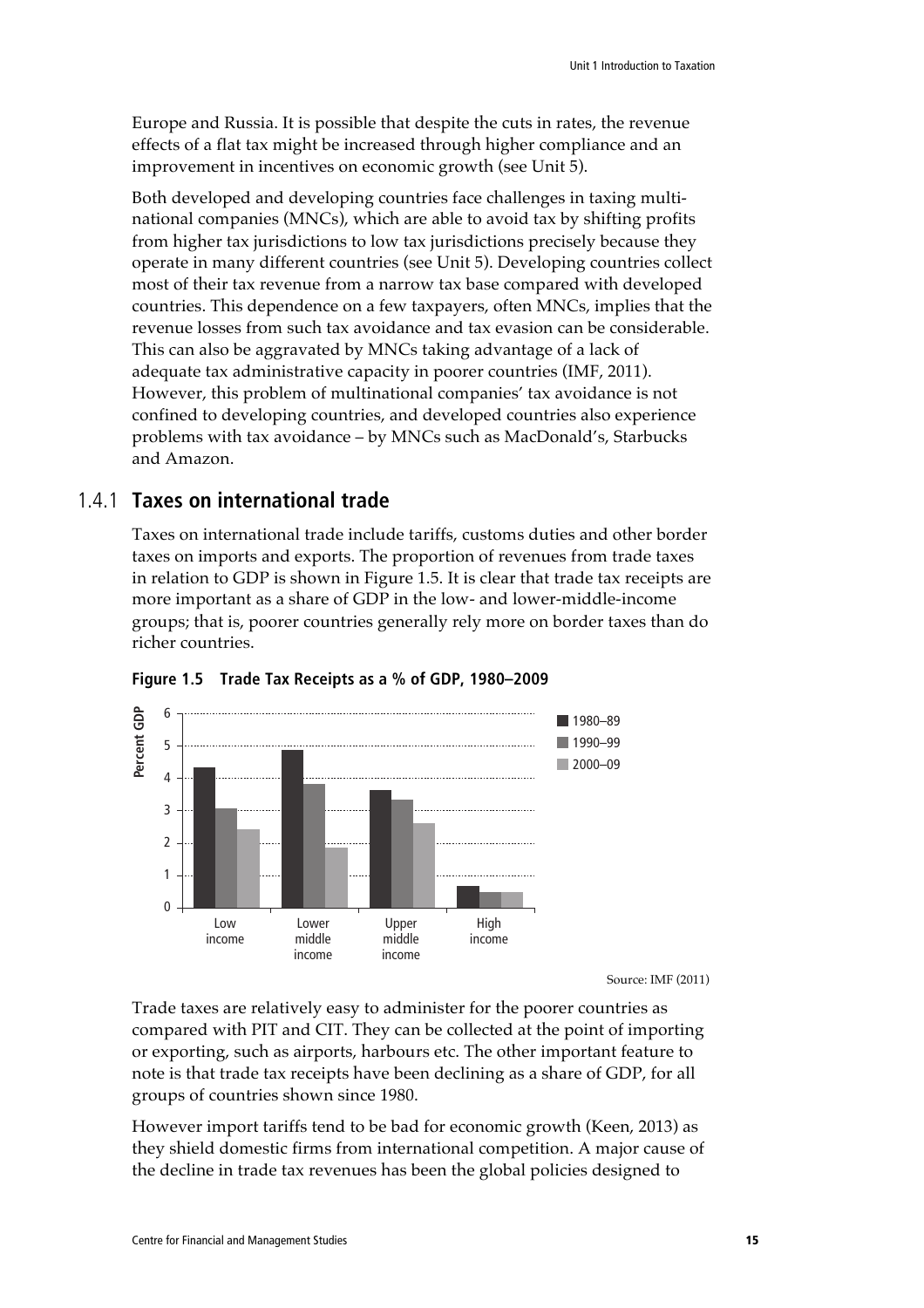Europe and Russia. It is possible that despite the cuts in rates, the revenue effects of a flat tax might be increased through higher compliance and an improvement in incentives on economic growth (see Unit 5).

Both developed and developing countries face challenges in taxing multinational companies (MNCs), which are able to avoid tax by shifting profits from higher tax jurisdictions to low tax jurisdictions precisely because they operate in many different countries (see Unit 5). Developing countries collect most of their tax revenue from a narrow tax base compared with developed countries. This dependence on a few taxpayers, often MNCs, implies that the revenue losses from such tax avoidance and tax evasion can be considerable. This can also be aggravated by MNCs taking advantage of a lack of adequate tax administrative capacity in poorer countries (IMF, 2011). However, this problem of multinational companies' tax avoidance is not confined to developing countries, and developed countries also experience problems with tax avoidance – by MNCs such as MacDonald's, Starbucks and Amazon.

### 1.4.1 Taxes on international trade

Taxes on international trade include tariffs, customs duties and other border taxes on imports and exports. The proportion of revenues from trade taxes in relation to GDP is shown in Figure 1.5. It is clear that trade tax receipts are more important as a share of GDP in the low- and lower-middle-income groups; that is, poorer countries generally rely more on border taxes than do richer countries.

**Figure 1.5 Trade Tax Receipts as a % of GDP, 1980–2009**

| Percent GDP | 1980–89 | 1990–99 | 2000–09 |
|---|---|---|---|
| Low income | 4.3 | 3.1 | 2.4 |
| Lower middle income | 4.9 | 3.8 | 1.9 |
| Upper middle income | 3.6 | 3.3 | 2.6 |
| High income | 0.7 | 0.5 | 0.5 |

Source: IMF (2011)

Trade taxes are relatively easy to administer for the poorer countries as compared with PIT and CIT. They can be collected at the point of importing or exporting, such as airports, harbours etc. The other important feature to note is that trade tax receipts have been declining as a share of GDP, for all groups of countries shown since 1980.

However import tariffs tend to be bad for economic growth (Keen, 2013) as they shield domestic firms from international competition. A major cause of the decline in trade tax revenues has been the global policies designed to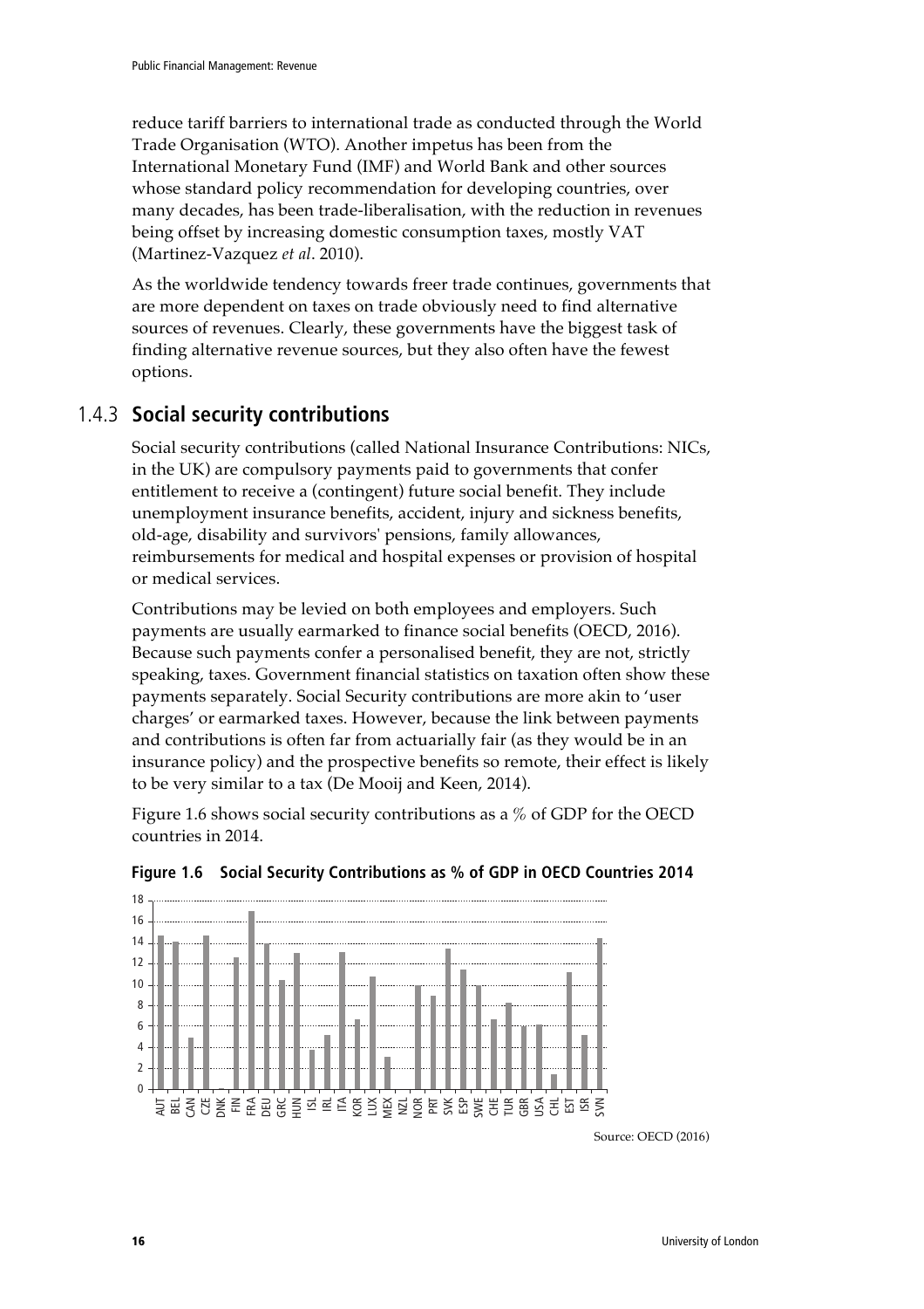reduce tariff barriers to international trade as conducted through the World Trade Organisation (WTO). Another impetus has been from the International Monetary Fund (IMF) and World Bank and other sources whose standard policy recommendation for developing countries, over many decades, has been trade-liberalisation, with the reduction in revenues being offset by increasing domestic consumption taxes, mostly VAT (Martinez-Vazquez *et al*. 2010).

As the worldwide tendency towards freer trade continues, governments that are more dependent on taxes on trade obviously need to find alternative sources of revenues. Clearly, these governments have the biggest task of finding alternative revenue sources, but they also often have the fewest options.

### 1.4.3 Social security contributions

Social security contributions (called National Insurance Contributions: NICs, in the UK) are compulsory payments paid to governments that confer entitlement to receive a (contingent) future social benefit. They include unemployment insurance benefits, accident, injury and sickness benefits, old-age, disability and survivors' pensions, family allowances, reimbursements for medical and hospital expenses or provision of hospital or medical services.

Contributions may be levied on both employees and employers. Such payments are usually earmarked to finance social benefits (OECD, 2016). Because such payments confer a personalised benefit, they are not, strictly speaking, taxes. Government financial statistics on taxation often show these payments separately. Social Security contributions are more akin to 'user charges' or earmarked taxes. However, because the link between payments and contributions is often far from actuarially fair (as they would be in an insurance policy) and the prospective benefits so remote, their effect is likely to be very similar to a tax (De Mooij and Keen, 2014).

Figure 1.6 shows social security contributions as a % of GDP for the OECD countries in 2014.

**Figure 1.6 Social Security Contributions as % of GDP in OECD Countries 2014**

Source: OECD (2016)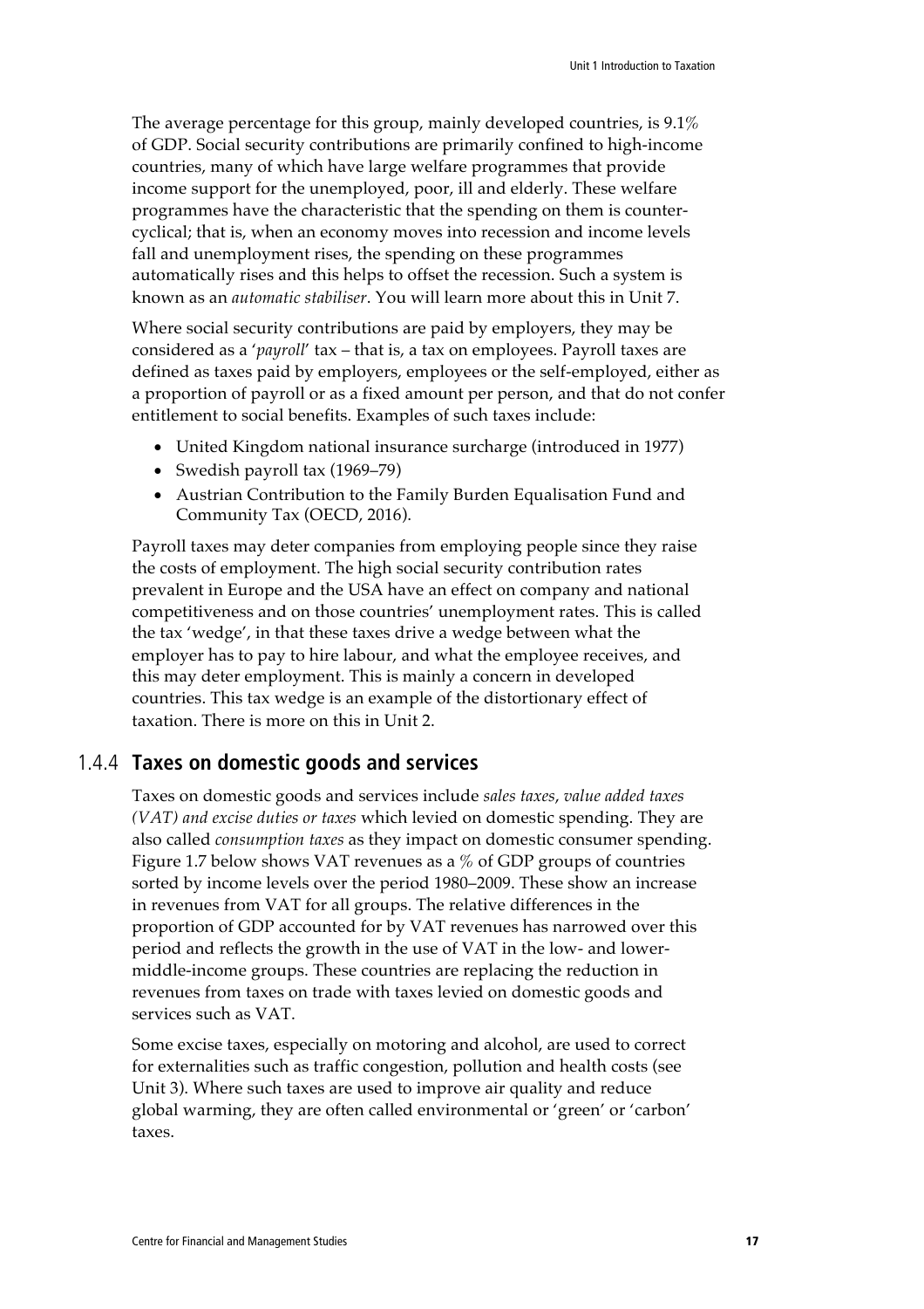The average percentage for this group, mainly developed countries, is 9.1% of GDP. Social security contributions are primarily confined to high-income countries, many of which have large welfare programmes that provide income support for the unemployed, poor, ill and elderly. These welfare programmes have the characteristic that the spending on them is counter-cyclical; that is, when an economy moves into recession and income levels fall and unemployment rises, the spending on these programmes automatically rises and this helps to offset the recession. Such a system is known as an *automatic stabiliser*. You will learn more about this in Unit 7.

Where social security contributions are paid by employers, they may be considered as a '*payroll*' tax – that is, a tax on employees. Payroll taxes are defined as taxes paid by employers, employees or the self-employed, either as a proportion of payroll or as a fixed amount per person, and that do not confer entitlement to social benefits. Examples of such taxes include:

- United Kingdom national insurance surcharge (introduced in 1977)
- Swedish payroll tax (1969–79)
- Austrian Contribution to the Family Burden Equalisation Fund and Community Tax (OECD, 2016).

Payroll taxes may deter companies from employing people since they raise the costs of employment. The high social security contribution rates prevalent in Europe and the USA have an effect on company and national competitiveness and on those countries' unemployment rates. This is called the tax 'wedge', in that these taxes drive a wedge between what the employer has to pay to hire labour, and what the employee receives, and this may deter employment. This is mainly a concern in developed countries. This tax wedge is an example of the distortionary effect of taxation. There is more on this in Unit 2.

### 1.4.4 Taxes on domestic goods and services

Taxes on domestic goods and services include *sales taxes*, *value added taxes (VAT) and excise duties or taxes* which levied on domestic spending. They are also called *consumption taxes* as they impact on domestic consumer spending. Figure 1.7 below shows VAT revenues as a % of GDP groups of countries sorted by income levels over the period 1980–2009. These show an increase in revenues from VAT for all groups. The relative differences in the proportion of GDP accounted for by VAT revenues has narrowed over this period and reflects the growth in the use of VAT in the low- and lower-middle-income groups. These countries are replacing the reduction in revenues from taxes on trade with taxes levied on domestic goods and services such as VAT.

Some excise taxes, especially on motoring and alcohol, are used to correct for externalities such as traffic congestion, pollution and health costs (see Unit 3). Where such taxes are used to improve air quality and reduce global warming, they are often called environmental or 'green' or 'carbon' taxes.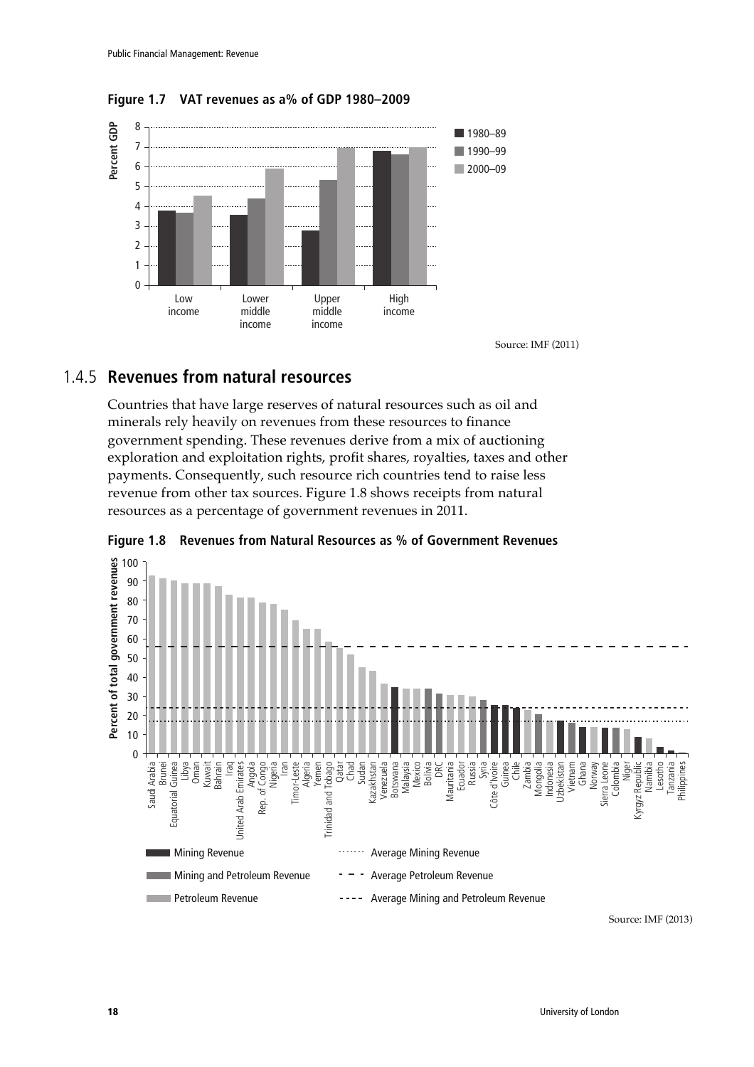**Figure 1.7 VAT revenues as a% of GDP 1980–2009**

Source: IMF (2011)

## 1.4.5 Revenues from natural resources

Countries that have large reserves of natural resources such as oil and minerals rely heavily on revenues from these resources to finance government spending. These revenues derive from a mix of auctioning exploration and exploitation rights, profit shares, royalties, taxes and other payments. Consequently, such resource rich countries tend to raise less revenue from other tax sources. Figure 1.8 shows receipts from natural resources as a percentage of government revenues in 2011.

**Figure 1.8 Revenues from Natural Resources as % of Government Revenues**

Source: IMF (2013)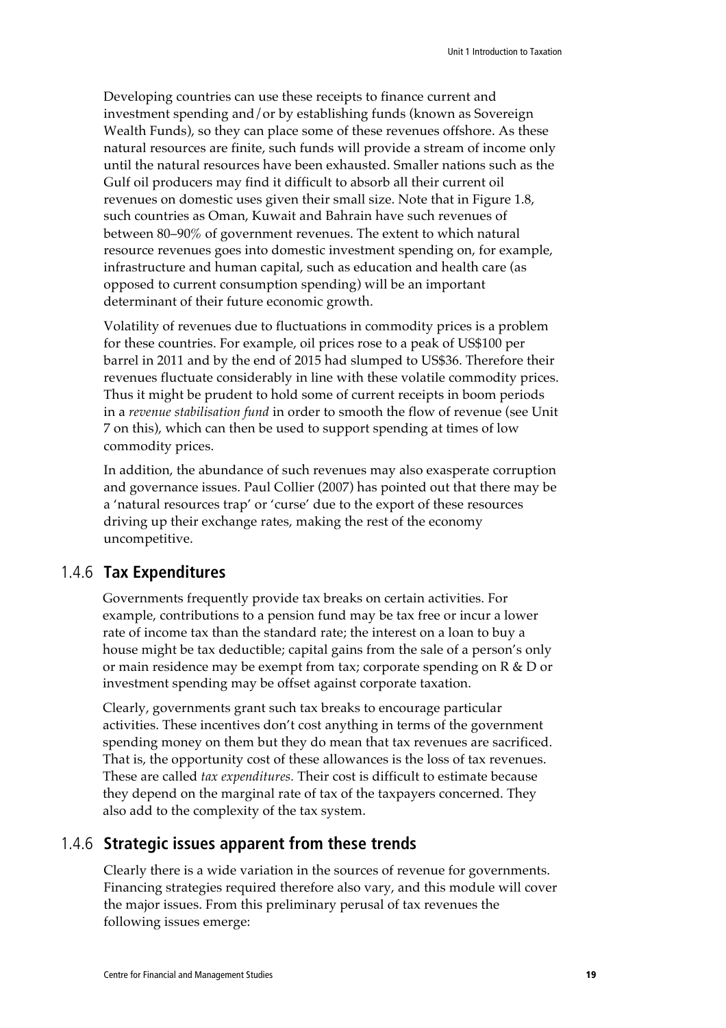Developing countries can use these receipts to finance current and investment spending and/or by establishing funds (known as Sovereign Wealth Funds), so they can place some of these revenues offshore. As these natural resources are finite, such funds will provide a stream of income only until the natural resources have been exhausted. Smaller nations such as the Gulf oil producers may find it difficult to absorb all their current oil revenues on domestic uses given their small size. Note that in Figure 1.8, such countries as Oman, Kuwait and Bahrain have such revenues of between 80–90% of government revenues. The extent to which natural resource revenues goes into domestic investment spending on, for example, infrastructure and human capital, such as education and health care (as opposed to current consumption spending) will be an important determinant of their future economic growth.

Volatility of revenues due to fluctuations in commodity prices is a problem for these countries. For example, oil prices rose to a peak of US$100 per barrel in 2011 and by the end of 2015 had slumped to US$36. Therefore their revenues fluctuate considerably in line with these volatile commodity prices. Thus it might be prudent to hold some of current receipts in boom periods in a *revenue stabilisation fund* in order to smooth the flow of revenue (see Unit 7 on this), which can then be used to support spending at times of low commodity prices.

In addition, the abundance of such revenues may also exasperate corruption and governance issues. Paul Collier (2007) has pointed out that there may be a 'natural resources trap' or 'curse' due to the export of these resources driving up their exchange rates, making the rest of the economy uncompetitive.

## 1.4.6 Tax Expenditures

Governments frequently provide tax breaks on certain activities. For example, contributions to a pension fund may be tax free or incur a lower rate of income tax than the standard rate; the interest on a loan to buy a house might be tax deductible; capital gains from the sale of a person's only or main residence may be exempt from tax; corporate spending on R & D or investment spending may be offset against corporate taxation.

Clearly, governments grant such tax breaks to encourage particular activities. These incentives don't cost anything in terms of the government spending money on them but they do mean that tax revenues are sacrificed. That is, the opportunity cost of these allowances is the loss of tax revenues. These are called *tax expenditures.* Their cost is difficult to estimate because they depend on the marginal rate of tax of the taxpayers concerned. They also add to the complexity of the tax system.

## 1.4.6 Strategic issues apparent from these trends

Clearly there is a wide variation in the sources of revenue for governments. Financing strategies required therefore also vary, and this module will cover the major issues. From this preliminary perusal of tax revenues the following issues emerge: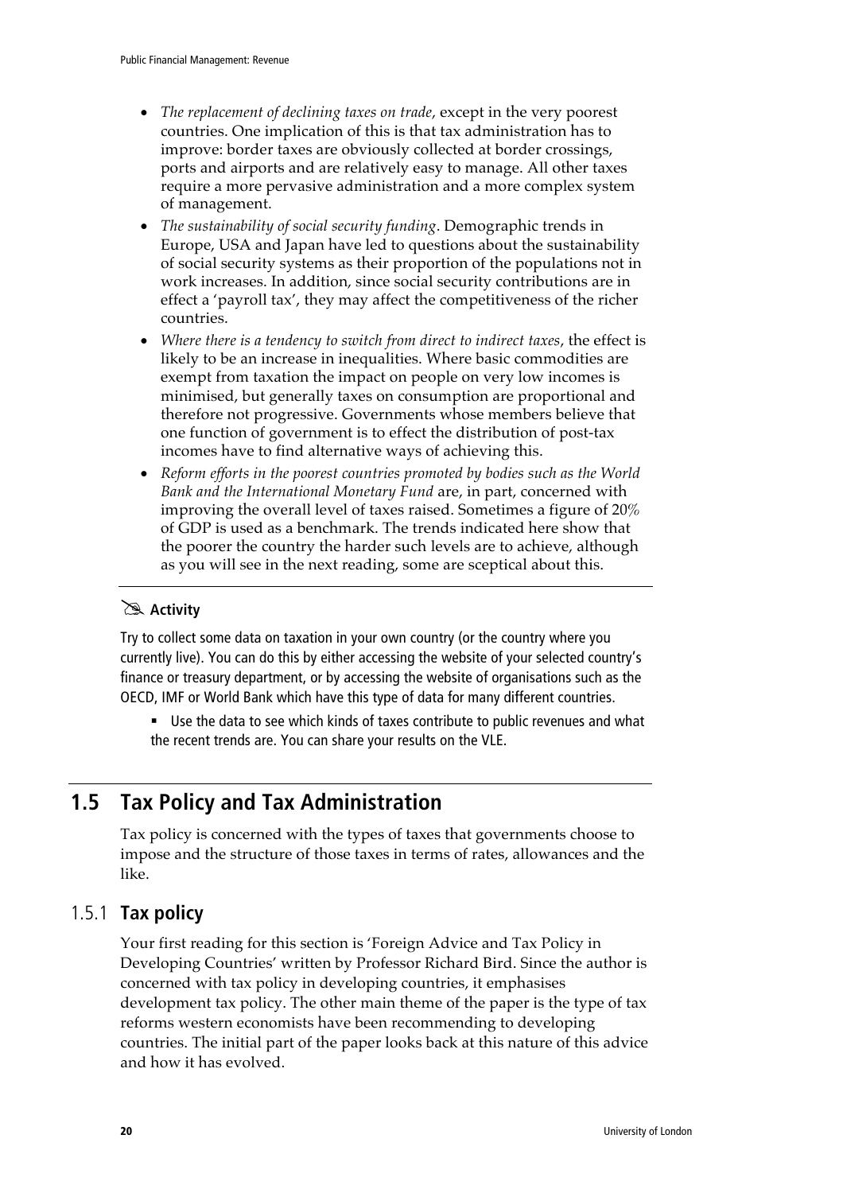- *The replacement of declining taxes on trade*, except in the very poorest countries. One implication of this is that tax administration has to improve: border taxes are obviously collected at border crossings, ports and airports and are relatively easy to manage. All other taxes require a more pervasive administration and a more complex system of management.
- *The sustainability of social security funding*. Demographic trends in Europe, USA and Japan have led to questions about the sustainability of social security systems as their proportion of the populations not in work increases. In addition, since social security contributions are in effect a 'payroll tax', they may affect the competitiveness of the richer countries.
- *Where there is a tendency to switch from direct to indirect taxes*, the effect is likely to be an increase in inequalities. Where basic commodities are exempt from taxation the impact on people on very low incomes is minimised, but generally taxes on consumption are proportional and therefore not progressive. Governments whose members believe that one function of government is to effect the distribution of post-tax incomes have to find alternative ways of achieving this.
- *Reform efforts in the poorest countries promoted by bodies such as the World Bank and the International Monetary Fund* are, in part, concerned with improving the overall level of taxes raised. Sometimes a figure of 20% of GDP is used as a benchmark. The trends indicated here show that the poorer the country the harder such levels are to achieve, although as you will see in the next reading, some are sceptical about this.

**Activity**

Try to collect some data on taxation in your own country (or the country where you currently live). You can do this by either accessing the website of your selected country's finance or treasury department, or by accessing the website of organisations such as the OECD, IMF or World Bank which have this type of data for many different countries.

- Use the data to see which kinds of taxes contribute to public revenues and what the recent trends are. You can share your results on the VLE.

## 1.5 Tax Policy and Tax Administration

Tax policy is concerned with the types of taxes that governments choose to impose and the structure of those taxes in terms of rates, allowances and the like.

### 1.5.1 Tax policy

Your first reading for this section is 'Foreign Advice and Tax Policy in Developing Countries' written by Professor Richard Bird. Since the author is concerned with tax policy in developing countries, it emphasises development tax policy. The other main theme of the paper is the type of tax reforms western economists have been recommending to developing countries. The initial part of the paper looks back at this nature of this advice and how it has evolved.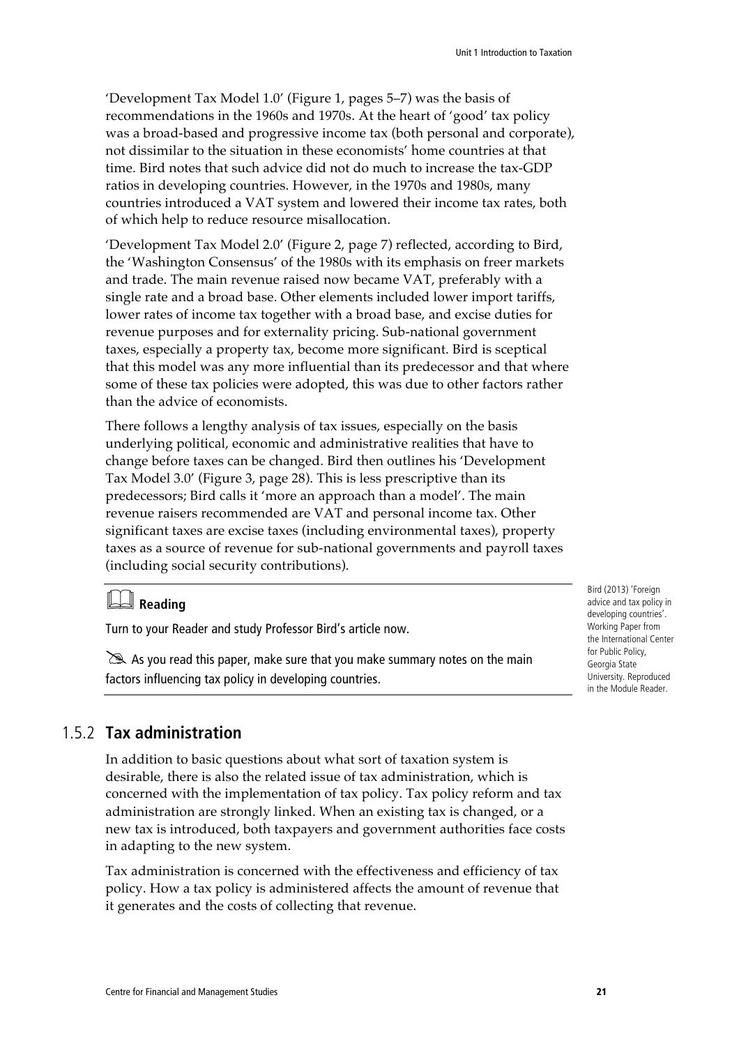'Development Tax Model 1.0' (Figure 1, pages 5–7) was the basis of recommendations in the 1960s and 1970s. At the heart of 'good' tax policy was a broad-based and progressive income tax (both personal and corporate), not dissimilar to the situation in these economists' home countries at that time. Bird notes that such advice did not do much to increase the tax-GDP ratios in developing countries. However, in the 1970s and 1980s, many countries introduced a VAT system and lowered their income tax rates, both of which help to reduce resource misallocation.

'Development Tax Model 2.0' (Figure 2, page 7) reflected, according to Bird, the 'Washington Consensus' of the 1980s with its emphasis on freer markets and trade. The main revenue raised now became VAT, preferably with a single rate and a broad base. Other elements included lower import tariffs, lower rates of income tax together with a broad base, and excise duties for revenue purposes and for externality pricing. Sub-national government taxes, especially a property tax, become more significant. Bird is sceptical that this model was any more influential than its predecessor and that where some of these tax policies were adopted, this was due to other factors rather than the advice of economists.

There follows a lengthy analysis of tax issues, especially on the basis underlying political, economic and administrative realities that have to change before taxes can be changed. Bird then outlines his 'Development Tax Model 3.0' (Figure 3, page 28). This is less prescriptive than its predecessors; Bird calls it 'more an approach than a model'. The main revenue raisers recommended are VAT and personal income tax. Other significant taxes are excise taxes (including environmental taxes), property taxes as a source of revenue for sub-national governments and payroll taxes (including social security contributions).

**Reading**

Turn to your Reader and study Professor Bird's article now.

As you read this paper, make sure that you make summary notes on the main factors influencing tax policy in developing countries.

Bird (2013) 'Foreign advice and tax policy in developing countries'. Working Paper from the International Center for Public Policy, Georgia State University. Reproduced in the Module Reader.

## 1.5.2 Tax administration

In addition to basic questions about what sort of taxation system is desirable, there is also the related issue of tax administration, which is concerned with the implementation of tax policy. Tax policy reform and tax administration are strongly linked. When an existing tax is changed, or a new tax is introduced, both taxpayers and government authorities face costs in adapting to the new system.

Tax administration is concerned with the effectiveness and efficiency of tax policy. How a tax policy is administered affects the amount of revenue that it generates and the costs of collecting that revenue.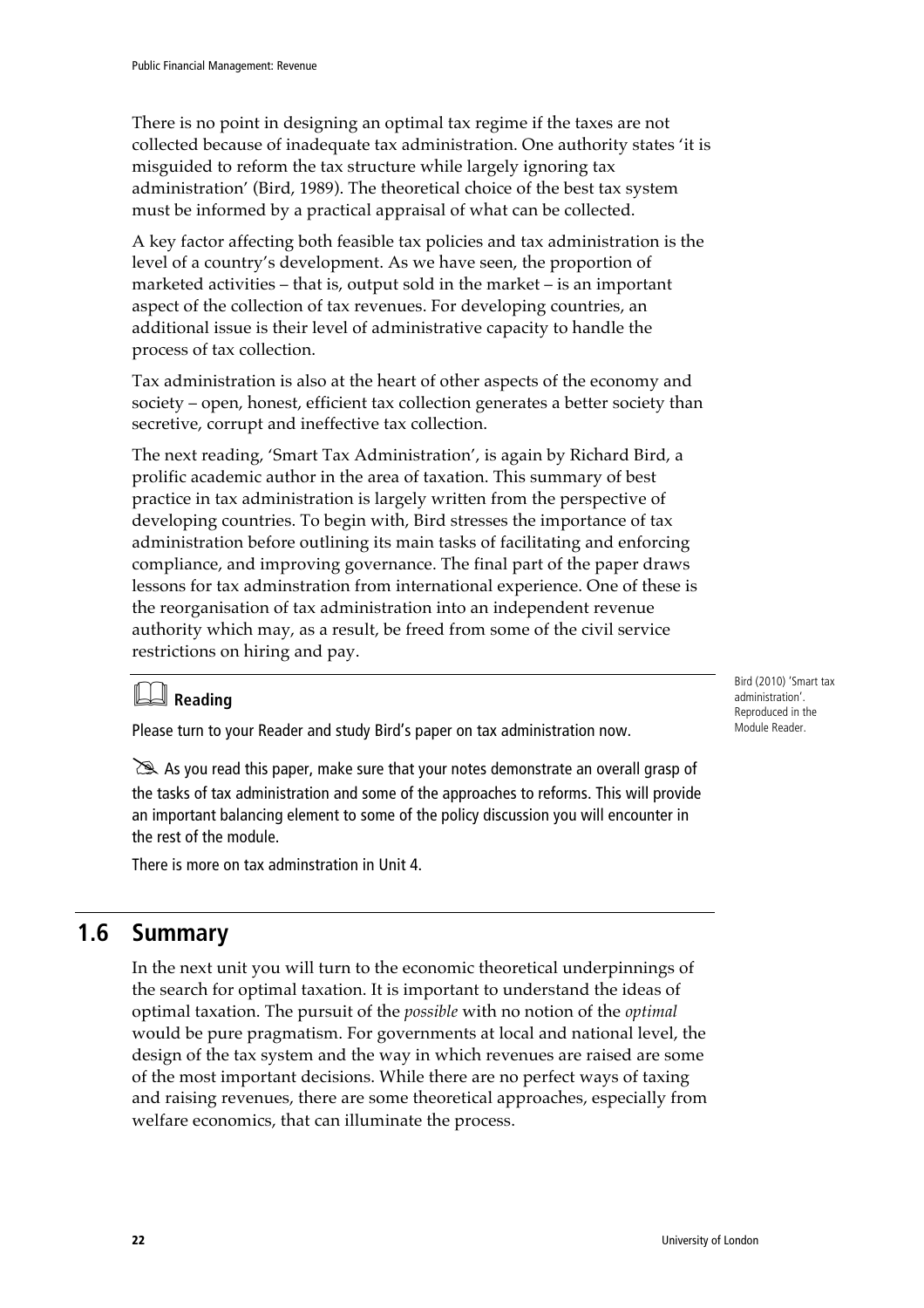There is no point in designing an optimal tax regime if the taxes are not collected because of inadequate tax administration. One authority states 'it is misguided to reform the tax structure while largely ignoring tax administration' (Bird, 1989). The theoretical choice of the best tax system must be informed by a practical appraisal of what can be collected.

A key factor affecting both feasible tax policies and tax administration is the level of a country's development. As we have seen, the proportion of marketed activities – that is, output sold in the market – is an important aspect of the collection of tax revenues. For developing countries, an additional issue is their level of administrative capacity to handle the process of tax collection.

Tax administration is also at the heart of other aspects of the economy and society – open, honest, efficient tax collection generates a better society than secretive, corrupt and ineffective tax collection.

The next reading, 'Smart Tax Administration', is again by Richard Bird, a prolific academic author in the area of taxation. This summary of best practice in tax administration is largely written from the perspective of developing countries. To begin with, Bird stresses the importance of tax administration before outlining its main tasks of facilitating and enforcing compliance, and improving governance. The final part of the paper draws lessons for tax adminstration from international experience. One of these is the reorganisation of tax administration into an independent revenue authority which may, as a result, be freed from some of the civil service restrictions on hiring and pay.

**Reading**

Please turn to your Reader and study Bird's paper on tax administration now.

Bird (2010) 'Smart tax administration'. Reproduced in the Module Reader.

As you read this paper, make sure that your notes demonstrate an overall grasp of the tasks of tax administration and some of the approaches to reforms. This will provide an important balancing element to some of the policy discussion you will encounter in the rest of the module.

There is more on tax adminstration in Unit 4.

## 1.6 Summary

In the next unit you will turn to the economic theoretical underpinnings of the search for optimal taxation. It is important to understand the ideas of optimal taxation. The pursuit of the *possible* with no notion of the *optimal* would be pure pragmatism. For governments at local and national level, the design of the tax system and the way in which revenues are raised are some of the most important decisions. While there are no perfect ways of taxing and raising revenues, there are some theoretical approaches, especially from welfare economics, that can illuminate the process.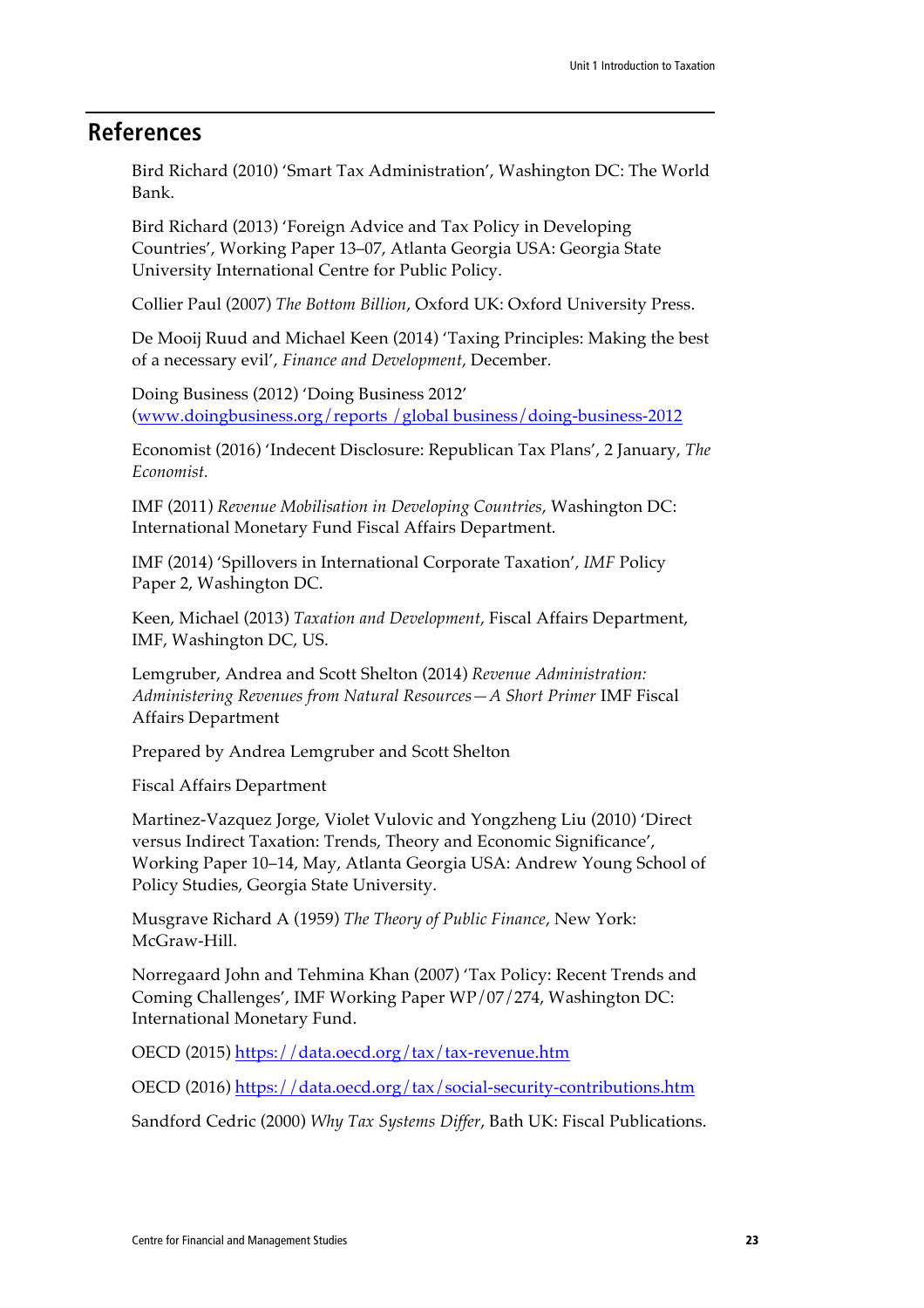## References

Bird Richard (2010) 'Smart Tax Administration', Washington DC: The World Bank.

Bird Richard (2013) 'Foreign Advice and Tax Policy in Developing Countries', Working Paper 13–07, Atlanta Georgia USA: Georgia State University International Centre for Public Policy.

Collier Paul (2007) *The Bottom Billion*, Oxford UK: Oxford University Press.

De Mooij Ruud and Michael Keen (2014) 'Taxing Principles: Making the best of a necessary evil', *Finance and Development*, December.

Doing Business (2012) 'Doing Business 2012' (www.doingbusiness.org/reports /global business/doing-business-2012

Economist (2016) 'Indecent Disclosure: Republican Tax Plans', 2 January, *The Economist.*

IMF (2011) *Revenue Mobilisation in Developing Countries*, Washington DC: International Monetary Fund Fiscal Affairs Department.

IMF (2014) 'Spillovers in International Corporate Taxation', *IMF* Policy Paper 2, Washington DC.

Keen, Michael (2013) *Taxation and Development*, Fiscal Affairs Department, IMF, Washington DC, US.

Lemgruber, Andrea and Scott Shelton (2014) *Revenue Administration: Administering Revenues from Natural Resources—A Short Primer* IMF Fiscal Affairs Department

Prepared by Andrea Lemgruber and Scott Shelton

Fiscal Affairs Department

Martinez-Vazquez Jorge, Violet Vulovic and Yongzheng Liu (2010) 'Direct versus Indirect Taxation: Trends, Theory and Economic Significance', Working Paper 10–14, May, Atlanta Georgia USA: Andrew Young School of Policy Studies, Georgia State University.

Musgrave Richard A (1959) *The Theory of Public Finance*, New York: McGraw-Hill.

Norregaard John and Tehmina Khan (2007) 'Tax Policy: Recent Trends and Coming Challenges', IMF Working Paper WP/07/274, Washington DC: International Monetary Fund.

OECD (2015) https://data.oecd.org/tax/tax-revenue.htm

OECD (2016) https://data.oecd.org/tax/social-security-contributions.htm

Sandford Cedric (2000) *Why Tax Systems Differ*, Bath UK: Fiscal Publications.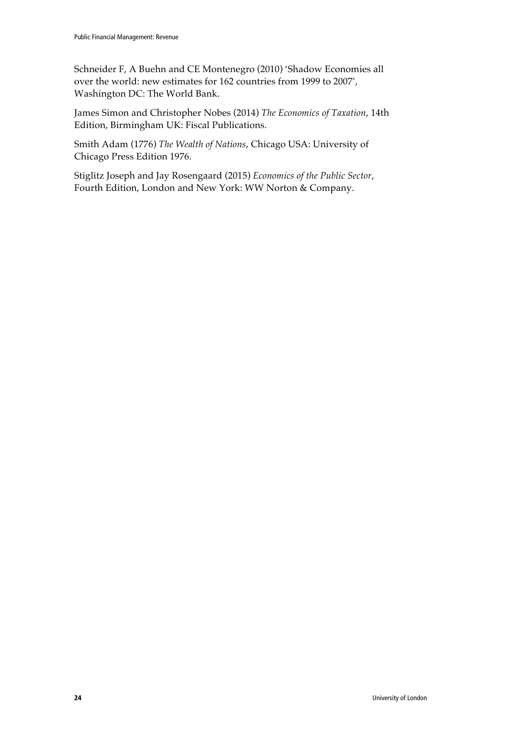Schneider F, A Buehn and CE Montenegro (2010) 'Shadow Economies all over the world: new estimates for 162 countries from 1999 to 2007', Washington DC: The World Bank.

James Simon and Christopher Nobes (2014) *The Economics of Taxation*, 14th Edition, Birmingham UK: Fiscal Publications.

Smith Adam (1776) *The Wealth of Nations*, Chicago USA: University of Chicago Press Edition 1976.

Stiglitz Joseph and Jay Rosengaard (2015) *Economics of the Public Sector*, Fourth Edition, London and New York: WW Norton & Company.